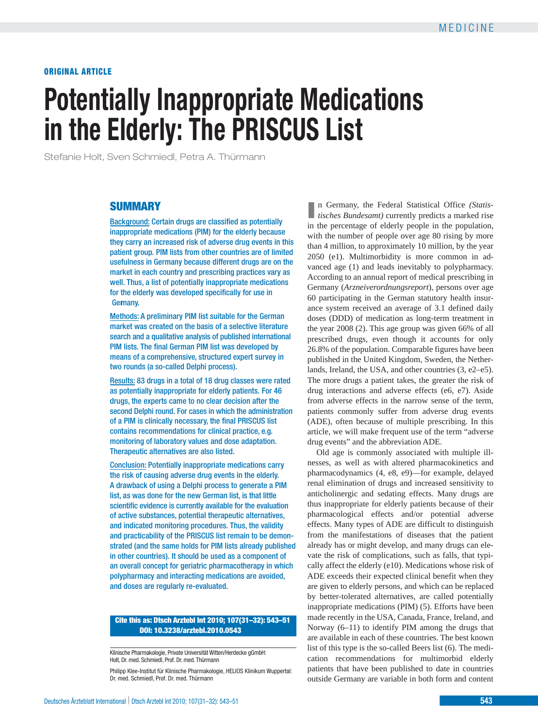ORIGINAL ARTICLE

# Potentially Inappropriate Medications in the Elderly: The PRISCUS List

Stefanie Holt, Sven Schmiedl, Petra A. Thürmann

## SUMMARY

Background: Certain drugs are classified as potentially inappropriate medications (PIM) for the elderly because they carry an increased risk of adverse drug events in this patient group. PIM lists from other countries are of limited usefulness in Germany because different drugs are on the market in each country and prescribing practices vary as well. Thus, a list of potentially inappropriate medications for the elderly was developed specifically for use in Germany.

Methods: A preliminary PIM list suitable for the German market was created on the basis of a selective literature search and a qualitative analysis of published international PIM lists. The final German PIM list was developed by means of a comprehensive, structured expert survey in two rounds (a so-called Delphi process).

Results: 83 drugs in a total of 18 drug classes were rated as potentially inappropriate for elderly patients. For 46 drugs, the experts came to no clear decision after the second Delphi round. For cases in which the administration of a PIM is clinically necessary, the final PRISCUS list contains recommendations for clinical practice, e.g. monitoring of laboratory values and dose adaptation. Therapeutic alternatives are also listed.

Conclusion: Potentially inappropriate medications carry the risk of causing adverse drug events in the elderly. A drawback of using a Delphi process to generate a PIM list, as was done for the new German list, is that little scientific evidence is currently available for the evaluation of active substances, potential therapeutic alternatives, and indicated monitoring procedures. Thus, the validity and practicability of the PRISCUS list remain to be demonstrated (and the same holds for PIM lists already published in other countries). It should be used as a component of an overall concept for geriatric pharmacotherapy in which polypharmacy and interacting medications are avoided, and doses are regularly re-evaluated.

**Cite this as: Dtsch Arztebl Int 2010; 107(31–32): 543–51 DOI: 10.3238/arztebl.2010.0543**

Klinische Pharmakologie, Private Universität Witten/Herdecke gGmbH: Holt, Dr. med. Schmiedl, Prof. Dr. med. Thürmann

Philipp Klee-Institut für Klinische Pharmakologie, HELIOS Klinikum Wuppertal: Dr. med. Schmiedl, Prof. Dr. med. Thürmann

In Germany, the Federal Statistical Office *(Statistisches Bundesamt)* currently predicts a marked rise in the percentage of elderly people in the population, with the number of people over age 80 rising by more than 4 million, to approximately 10 million, by the year 2050 (e1). Multimorbidity is more common in advanced age (1) and leads inevitably to polypharmacy. According to an annual report of medical prescribing in Germany (*Arzneiverordnungsreport*), persons over age 60 participating in the German statutory health insurance system received an average of 3.1 defined daily doses (DDD) of medication as long-term treatment in the year 2008 (2). This age group was given 66% of all prescribed drugs, even though it accounts for only 26.8% of the population. Comparable figures have been published in the United Kingdom, Sweden, the Netherlands, Ireland, the USA, and other countries (3, e2–e5). The more drugs a patient takes, the greater the risk of drug interactions and adverse effects (e6, e7). Aside from adverse effects in the narrow sense of the term, patients commonly suffer from adverse drug events (ADE), often because of multiple prescribing. In this article, we will make frequent use of the term "adverse drug events" and the abbreviation ADE.

Old age is commonly associated with multiple illnesses, as well as with altered pharmacokinetics and pharmacodynamics (4, e8, e9)—for example, delayed renal elimination of drugs and increased sensitivity to anticholinergic and sedating effects. Many drugs are thus inappropriate for elderly patients because of their pharmacological effects and/or potential adverse effects. Many types of ADE are difficult to distinguish from the manifestations of diseases that the patient already has or might develop, and many drugs can elevate the risk of complications, such as falls, that typically affect the elderly (e10). Medications whose risk of ADE exceeds their expected clinical benefit when they are given to elderly persons, and which can be replaced by better-tolerated alternatives, are called potentially inappropriate medications (PIM) (5). Efforts have been made recently in the USA, Canada, France, Ireland, and Norway (6–11) to identify PIM among the drugs that are available in each of these countries. The best known list of this type is the so-called Beers list (6). The medication recommendations for multimorbid elderly patients that have been published to date in countries outside Germany are variable in both form and content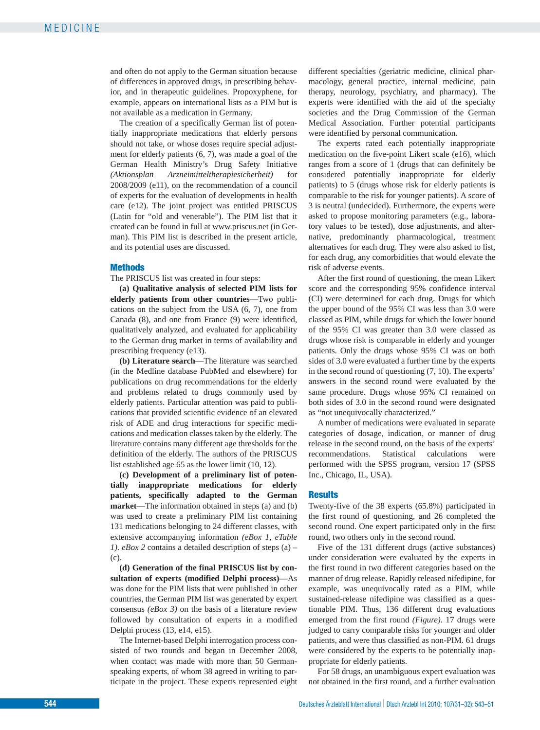and often do not apply to the German situation because of differences in approved drugs, in prescribing behavior, and in therapeutic guidelines. Propoxyphene, for example, appears on international lists as a PIM but is not available as a medication in Germany.

The creation of a specifically German list of potentially inappropriate medications that elderly persons should not take, or whose doses require special adjustment for elderly patients (6, 7), was made a goal of the German Health Ministry's Drug Safety Initiative *(Aktionsplan Arzneimitteltherapiesicherheit)* for 2008/2009 (e11), on the recommendation of a council of experts for the evaluation of developments in health care (e12). The joint project was entitled PRISCUS (Latin for "old and venerable"). The PIM list that it created can be found in full at www.priscus.net (in German). This PIM list is described in the present article, and its potential uses are discussed.

## Methods

The PRISCUS list was created in four steps:

**(a) Qualitative analysis of selected PIM lists for elderly patients from other countries**—Two publications on the subject from the USA (6, 7), one from Canada (8), and one from France (9) were identified, qualitatively analyzed, and evaluated for applicability to the German drug market in terms of availability and prescribing frequency (e13).

**(b) Literature search**—The literature was searched (in the Medline database PubMed and elsewhere) for publications on drug recommendations for the elderly and problems related to drugs commonly used by elderly patients. Particular attention was paid to publications that provided scientific evidence of an elevated risk of ADE and drug interactions for specific medications and medication classes taken by the elderly. The literature contains many different age thresholds for the definition of the elderly. The authors of the PRISCUS list established age 65 as the lower limit (10, 12).

**(c) Development of a preliminary list of potentially inappropriate medications for elderly patients, specifically adapted to the German market**—The information obtained in steps (a) and (b) was used to create a preliminary PIM list containing 131 medications belonging to 24 different classes, with extensive accompanying information *(eBox 1, eTable 1)*. *eBox 2* contains a detailed description of steps (a) – (c).

**(d) Generation of the final PRISCUS list by consultation of experts (modified Delphi process)**—As was done for the PIM lists that were published in other countries, the German PIM list was generated by expert consensus *(eBox 3)* on the basis of a literature review followed by consultation of experts in a modified Delphi process (13, e14, e15).

The Internet-based Delphi interrogation process consisted of two rounds and began in December 2008, when contact was made with more than 50 German-speaking experts, of whom 38 agreed in writing to participate in the project. These experts represented eight different specialties (geriatric medicine, clinical pharmacology, general practice, internal medicine, pain therapy, neurology, psychiatry, and pharmacy). The experts were identified with the aid of the specialty societies and the Drug Commission of the German Medical Association. Further potential participants were identified by personal communication.

The experts rated each potentially inappropriate medication on the five-point Likert scale (e16), which ranges from a score of 1 (drugs that can definitely be considered potentially inappropriate for elderly patients) to 5 (drugs whose risk for elderly patients is comparable to the risk for younger patients). A score of 3 is neutral (undecided). Furthermore, the experts were asked to propose monitoring parameters (e.g., laboratory values to be tested), dose adjustments, and alternative, predominantly pharmacological, treatment alternatives for each drug. They were also asked to list, for each drug, any comorbidities that would elevate the risk of adverse events.

After the first round of questioning, the mean Likert score and the corresponding 95% confidence interval (CI) were determined for each drug. Drugs for which the upper bound of the 95% CI was less than 3.0 were classed as PIM, while drugs for which the lower bound of the 95% CI was greater than 3.0 were classed as drugs whose risk is comparable in elderly and younger patients. Only the drugs whose 95% CI was on both sides of 3.0 were evaluated a further time by the experts in the second round of questioning (7, 10). The experts' answers in the second round were evaluated by the same procedure. Drugs whose 95% CI remained on both sides of 3.0 in the second round were designated as "not unequivocally characterized."

A number of medications were evaluated in separate categories of dosage, indication, or manner of drug release in the second round, on the basis of the experts' recommendations. Statistical calculations were performed with the SPSS program, version 17 (SPSS Inc., Chicago, IL, USA).

## Results

Twenty-five of the 38 experts (65.8%) participated in the first round of questioning, and 26 completed the second round. One expert participated only in the first round, two others only in the second round.

Five of the 131 different drugs (active substances) under consideration were evaluated by the experts in the first round in two different categories based on the manner of drug release. Rapidly released nifedipine, for example, was unequivocally rated as a PIM, while sustained-release nifedipine was classified as a questionable PIM. Thus, 136 different drug evaluations emerged from the first round *(Figure)*. 17 drugs were judged to carry comparable risks for younger and older patients, and were thus classified as non-PIM. 61 drugs were considered by the experts to be potentially inappropriate for elderly patients.

For 58 drugs, an unambiguous expert evaluation was not obtained in the first round, and a further evaluation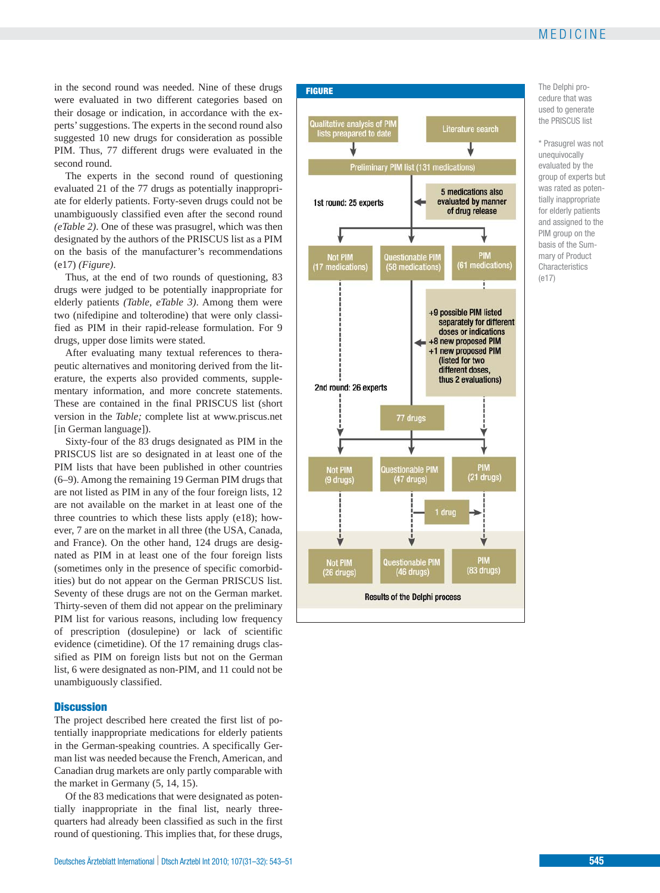in the second round was needed. Nine of these drugs were evaluated in two different categories based on their dosage or indication, in accordance with the experts' suggestions. The experts in the second round also suggested 10 new drugs for consideration as possible PIM. Thus, 77 different drugs were evaluated in the second round.

The experts in the second round of questioning evaluated 21 of the 77 drugs as potentially inappropriate for elderly patients. Forty-seven drugs could not be unambiguously classified even after the second round *(eTable 2)*. One of these was prasugrel, which was then designated by the authors of the PRISCUS list as a PIM on the basis of the manufacturer's recommendations (e17) *(Figure)*.

Thus, at the end of two rounds of questioning, 83 drugs were judged to be potentially inappropriate for elderly patients *(Table, eTable 3)*. Among them were two (nifedipine and tolterodine) that were only classified as PIM in their rapid-release formulation. For 9 drugs, upper dose limits were stated.

After evaluating many textual references to therapeutic alternatives and monitoring derived from the literature, the experts also provided comments, supplementary information, and more concrete statements. These are contained in the final PRISCUS list (short version in the *Table;* complete list at www.priscus.net [in German language]).

Sixty-four of the 83 drugs designated as PIM in the PRISCUS list are so designated in at least one of the PIM lists that have been published in other countries (6–9). Among the remaining 19 German PIM drugs that are not listed as PIM in any of the four foreign lists, 12 are not available on the market in at least one of the three countries to which these lists apply (e18); however, 7 are on the market in all three (the USA, Canada, and France). On the other hand, 124 drugs are designated as PIM in at least one of the four foreign lists (sometimes only in the presence of specific comorbidities) but do not appear on the German PRISCUS list. Seventy of these drugs are not on the German market. Thirty-seven of them did not appear on the preliminary PIM list for various reasons, including low frequency of prescription (dosulepine) or lack of scientific evidence (cimetidine). Of the 17 remaining drugs classified as PIM on foreign lists but not on the German list, 6 were designated as non-PIM, and 11 could not be unambiguously classified.

## Discussion

The project described here created the first list of potentially inappropriate medications for elderly patients in the German-speaking countries. A specifically German list was needed because the French, American, and Canadian drug markets are only partly comparable with the market in Germany (5, 14, 15).

Of the 83 medications that were designated as potentially inappropriate in the final list, nearly three-quarters had already been classified as such in the first round of questioning. This implies that, for these drugs,

**FIGURE**

- Qualitative analysis of PIM lists prepared to date → Preliminary PIM list (131 medications)
- Literature search → Preliminary PIM list (131 medications)
- 1st round: 25 experts ← 5 medications also evaluated by manner of drug release
- Results of 1st round: Not PIM (17 medications); Questionable PIM (58 medications); PIM (61 medications)
- 2nd round: 26 experts ← +9 possible PIM listed separately for different doses or indications; +8 new proposed PIM; +1 new proposed PIM (listed for two different doses, thus 2 evaluations)
- 77 drugs
- Results of 2nd round: Not PIM (9 drugs); Questionable PIM (47 drugs); PIM (21 drugs)
- Questionable PIM → 1 drug → PIM
- Results of the Delphi process: Not PIM (26 drugs); Questionable PIM (46 drugs); PIM (83 drugs)

The Delphi procedure that was used to generate the PRISCUS list

* Prasugrel was not unequivocally evaluated by the group of experts but was rated as potentially inappropriate for elderly patients and assigned to the PIM group on the basis of the Summary of Product Characteristics (e17)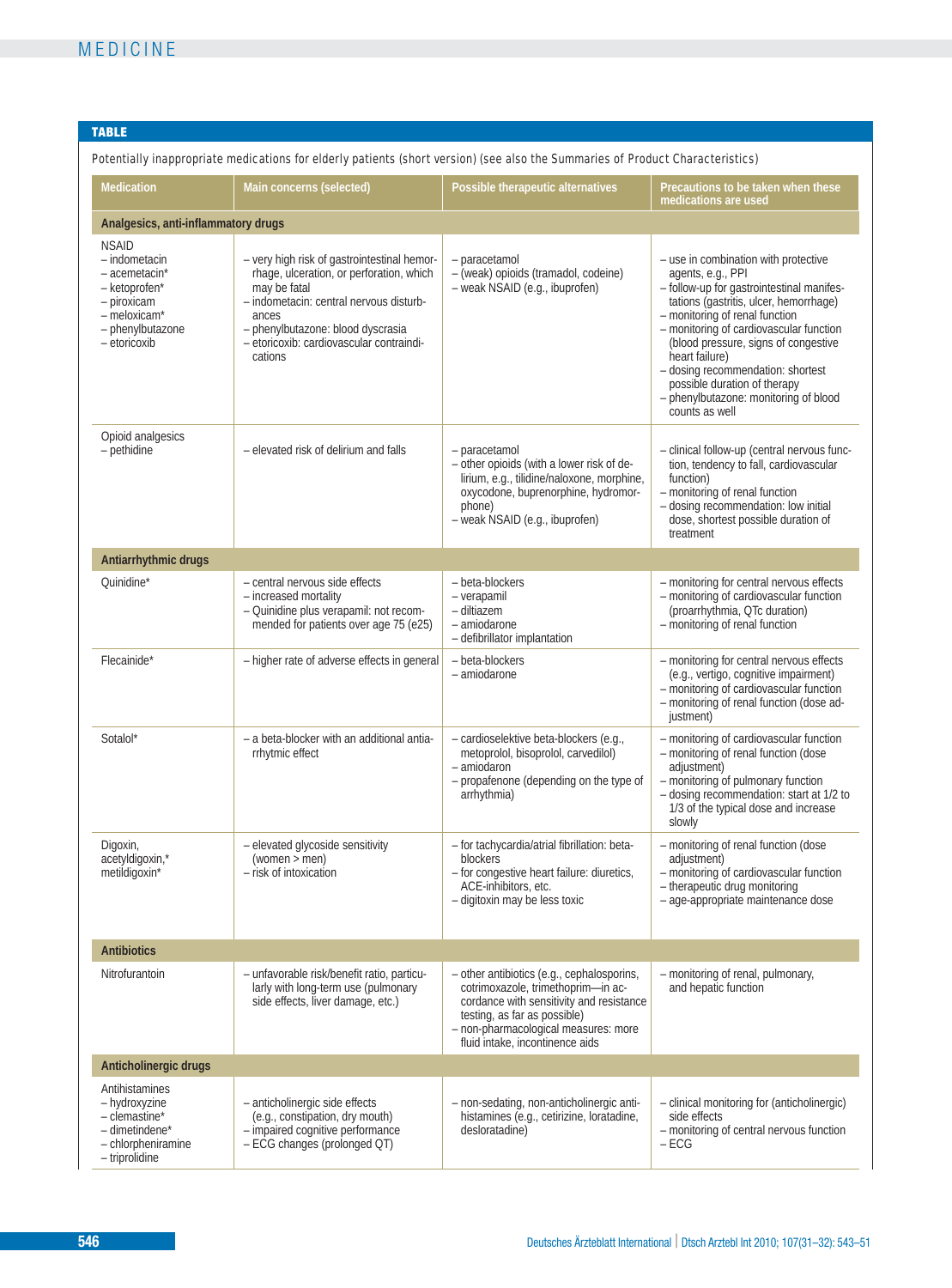**TABLE**

Potentially inappropriate medications for elderly patients (short version) (see also the Summaries of Product Characteristics)

| Medication | Main concerns (selected) | Possible therapeutic alternatives | Precautions to be taken when these medications are used |
|---|---|---|---|
| **Analgesics, anti-inflammatory drugs** | | | |
| NSAID<br>– indometacin<br>– acemetacin*<br>– ketoprofen*<br>– piroxicam<br>– meloxicam*<br>– phenylbutazone<br>– etoricoxib | – very high risk of gastrointestinal hemorrhage, ulceration, or perforation, which may be fatal<br>– indometacin: central nervous disturbances<br>– phenylbutazone: blood dyscrasia<br>– etoricoxib: cardiovascular contraindications | – paracetamol<br>– (weak) opioids (tramadol, codeine)<br>– weak NSAID (e.g., ibuprofen) | – use in combination with protective agents, e.g., PPI<br>– follow-up for gastrointestinal manifestations (gastritis, ulcer, hemorrhage)<br>– monitoring of renal function<br>– monitoring of cardiovascular function (blood pressure, signs of congestive heart failure)<br>– dosing recommendation: shortest possible duration of therapy<br>– phenylbutazone: monitoring of blood counts as well |
| Opioid analgesics<br>– pethidine | – elevated risk of delirium and falls | – paracetamol<br>– other opioids (with a lower risk of delirium, e.g., tilidine/naloxone, morphine, oxycodone, buprenorphine, hydromorphone)<br>– weak NSAID (e.g., ibuprofen) | – clinical follow-up (central nervous function, tendency to fall, cardiovascular function)<br>– monitoring of renal function<br>– dosing recommendation: low initial dose, shortest possible duration of treatment |
| **Antiarrhythmic drugs** | | | |
| Quinidine* | – central nervous side effects<br>– increased mortality<br>– Quinidine plus verapamil: not recommended for patients over age 75 (e25) | – beta-blockers<br>– verapamil<br>– diltiazem<br>– amiodarone<br>– defibrillator implantation | – monitoring for central nervous effects<br>– monitoring of cardiovascular function (proarrhythmia, QTc duration)<br>– monitoring of renal function |
| Flecainide* | – higher rate of adverse effects in general | – beta-blockers<br>– amiodarone | – monitoring for central nervous effects (e.g., vertigo, cognitive impairment)<br>– monitoring of cardiovascular function<br>– monitoring of renal function (dose adjustment) |
| Sotalol* | – a beta-blocker with an additional antiarrhytmic effect | – cardioselektive beta-blockers (e.g., metoprolol, bisoprolol, carvedilol)<br>– amiodaron<br>– propafenone (depending on the type of arrhythmia) | – monitoring of cardiovascular function<br>– monitoring of renal function (dose adjustment)<br>– monitoring of pulmonary function<br>– dosing recommendation: start at 1/2 to 1/3 of the typical dose and increase slowly |
| Digoxin,<br>acetyldigoxin,*<br>metildigoxin* | – elevated glycoside sensitivity (women > men)<br>– risk of intoxication | – for tachycardia/atrial fibrillation: beta-blockers<br>– for congestive heart failure: diuretics, ACE-inhibitors, etc.<br>– digitoxin may be less toxic | – monitoring of renal function (dose adjustment)<br>– monitoring of cardiovascular function<br>– therapeutic drug monitoring<br>– age-appropriate maintenance dose |
| **Antibiotics** | | | |
| Nitrofurantoin | – unfavorable risk/benefit ratio, particularly with long-term use (pulmonary side effects, liver damage, etc.) | – other antibiotics (e.g., cephalosporins, cotrimoxazole, trimethoprim—in accordance with sensitivity and resistance testing, as far as possible)<br>– non-pharmacological measures: more fluid intake, incontinence aids | – monitoring of renal, pulmonary, and hepatic function |
| **Anticholinergic drugs** | | | |
| Antihistamines<br>– hydroxyzine<br>– clemastine*<br>– dimetindene*<br>– chlorpheniramine<br>– triprolidine | – anticholinergic side effects (e.g., constipation, dry mouth)<br>– impaired cognitive performance<br>– ECG changes (prolonged QT) | – non-sedating, non-anticholinergic antihistamines (e.g., cetirizine, loratadine, desloratadine) | – clinical monitoring for (anticholinergic) side effects<br>– monitoring of central nervous function<br>– ECG |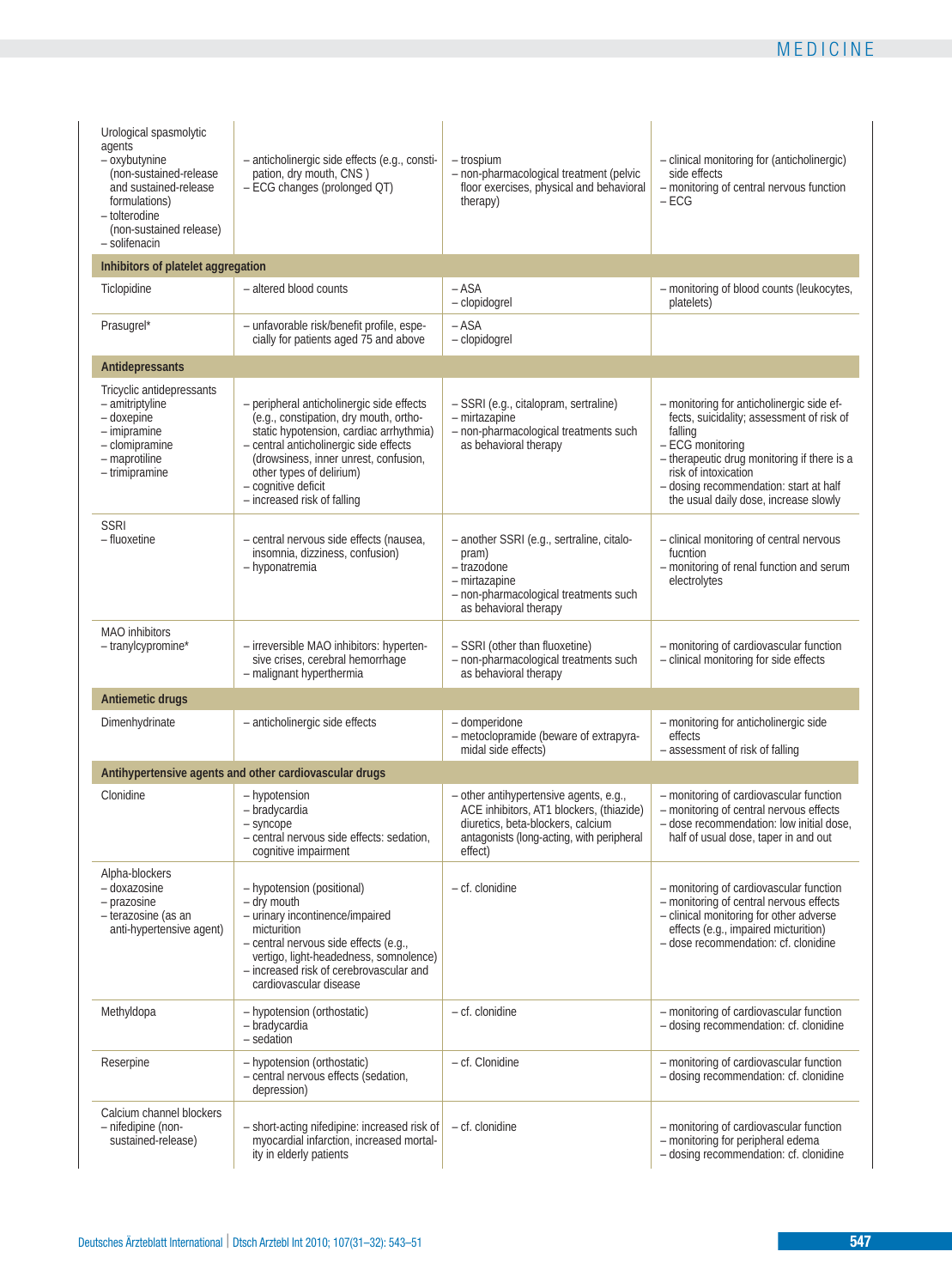| | | | |
|---|---|---|---|
| Urological spasmolytic agents<br>– oxybutynine (non-sustained-release and sustained-release formulations)<br>– tolterodine (non-sustained release)<br>– solifenacin | – anticholinergic side effects (e.g., constipation, dry mouth, CNS )<br>– ECG changes (prolonged QT) | – trospium<br>– non-pharmacological treatment (pelvic floor exercises, physical and behavioral therapy) | – clinical monitoring for (anticholinergic) side effects<br>– monitoring of central nervous function<br>– ECG |
| **Inhibitors of platelet aggregation** | | | |
| Ticlopidine | – altered blood counts | – ASA<br>– clopidogrel | – monitoring of blood counts (leukocytes, platelets) |
| Prasugrel* | – unfavorable risk/benefit profile, especially for patients aged 75 and above | – ASA<br>– clopidogrel | |
| **Antidepressants** | | | |
| Tricyclic antidepressants<br>– amitriptyline<br>– doxepine<br>– imipramine<br>– clomipramine<br>– maprotiline<br>– trimipramine | – peripheral anticholinergic side effects (e.g., constipation, dry mouth, orthostatic hypotension, cardiac arrhythmia)<br>– central anticholinergic side effects (drowsiness, inner unrest, confusion, other types of delirium)<br>– cognitive deficit<br>– increased risk of falling | – SSRI (e.g., citalopram, sertraline)<br>– mirtazapine<br>– non-pharmacological treatments such as behavioral therapy | – monitoring for anticholinergic side effects, suicidality; assessment of risk of falling<br>– ECG monitoring<br>– therapeutic drug monitoring if there is a risk of intoxication<br>– dosing recommendation: start at half the usual daily dose, increase slowly |
| SSRI<br>– fluoxetine | – central nervous side effects (nausea, insomnia, dizziness, confusion)<br>– hyponatremia | – another SSRI (e.g., sertraline, citalopram)<br>– trazodone<br>– mirtazapine<br>– non-pharmacological treatments such as behavioral therapy | – clinical monitoring of central nervous fucntion<br>– monitoring of renal function and serum electrolytes |
| MAO inhibitors<br>– tranylcypromine* | – irreversible MAO inhibitors: hypertensive crises, cerebral hemorrhage<br>– malignant hyperthermia | – SSRI (other than fluoxetine)<br>– non-pharmacological treatments such as behavioral therapy | – monitoring of cardiovascular function<br>– clinical monitoring for side effects |
| **Antiemetic drugs** | | | |
| Dimenhydrinate | – anticholinergic side effects | – domperidone<br>– metoclopramide (beware of extrapyramidal side effects) | – monitoring for anticholinergic side effects<br>– assessment of risk of falling |
| **Antihypertensive agents and other cardiovascular drugs** | | | |
| Clonidine | – hypotension<br>– bradycardia<br>– syncope<br>– central nervous side effects: sedation, cognitive impairment | – other antihypertensive agents, e.g., ACE inhibitors, AT1 blockers, (thiazide) diuretics, beta-blockers, calcium antagonists (long-acting, with peripheral effect) | – monitoring of cardiovascular function<br>– monitoring of central nervous effects<br>– dose recommendation: low initial dose, half of usual dose, taper in and out |
| Alpha-blockers<br>– doxazosine<br>– prazosine<br>– terazosine (as an anti-hypertensive agent) | – hypotension (positional)<br>– dry mouth<br>– urinary incontinence/impaired micturition<br>– central nervous side effects (e.g., vertigo, light-headedness, somnolence)<br>– increased risk of cerebrovascular and cardiovascular disease | – cf. clonidine | – monitoring of cardiovascular function<br>– monitoring of central nervous effects<br>– clinical monitoring for other adverse effects (e.g., impaired micturition)<br>– dose recommendation: cf. clonidine |
| Methyldopa | – hypotension (orthostatic)<br>– bradycardia<br>– sedation | – cf. clonidine | – monitoring of cardiovascular function<br>– dosing recommendation: cf. clonidine |
| Reserpine | – hypotension (orthostatic)<br>– central nervous effects (sedation, depression) | – cf. Clonidine | – monitoring of cardiovascular function<br>– dosing recommendation: cf. clonidine |
| Calcium channel blockers<br>– nifedipine (non-sustained-release) | – short-acting nifedipine: increased risk of myocardial infarction, increased mortality in elderly patients | – cf. clonidine | – monitoring of cardiovascular function<br>– monitoring for peripheral edema<br>– dosing recommendation: cf. clonidine |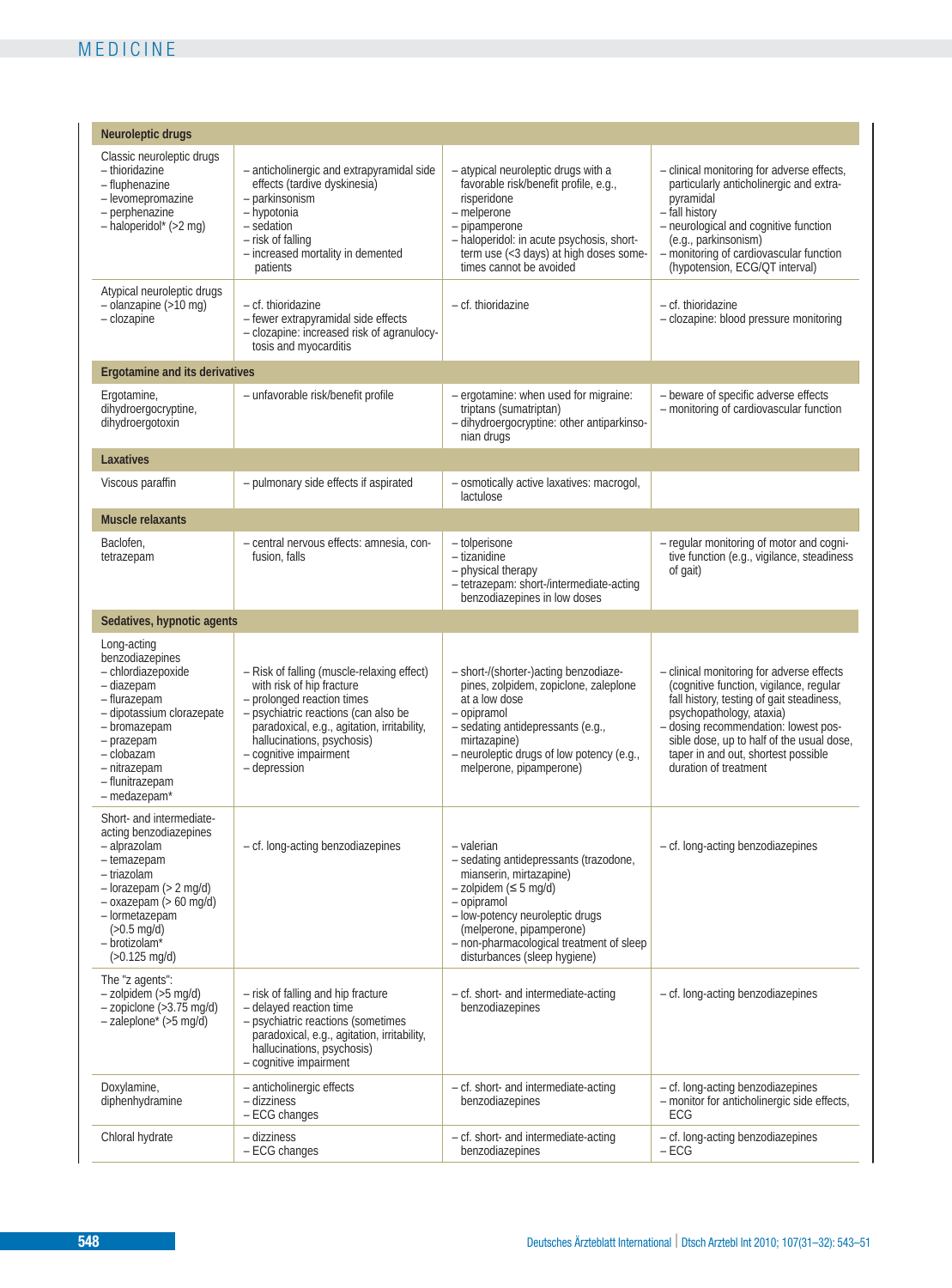| | | | |
|---|---|---|---|
| **Neuroleptic drugs** | | | |
| Classic neuroleptic drugs<br>– thioridazine<br>– fluphenazine<br>– levomepromazine<br>– perphenazine<br>– haloperidol* (>2 mg) | – anticholinergic and extrapyramidal side effects (tardive dyskinesia)<br>– parkinsonism<br>– hypotonia<br>– sedation<br>– risk of falling<br>– increased mortality in demented patients | – atypical neuroleptic drugs with a favorable risk/benefit profile, e.g., risperidone<br>– melperone<br>– pipamperone<br>– haloperidol: in acute psychosis, short-term use (<3 days) at high doses sometimes cannot be avoided | – clinical monitoring for adverse effects, particularly anticholinergic and extra-pyramidal<br>– fall history<br>– neurological and cognitive function (e.g., parkinsonism)<br>– monitoring of cardiovascular function (hypotension, ECG/QT interval) |
| Atypical neuroleptic drugs<br>– olanzapine (>10 mg)<br>– clozapine | – cf. thioridazine<br>– fewer extrapyramidal side effects<br>– clozapine: increased risk of agranulocytosis and myocarditis | – cf. thioridazine | – cf. thioridazine<br>– clozapine: blood pressure monitoring |
| **Ergotamine and its derivatives** | | | |
| Ergotamine, dihydroergocryptine, dihydroergotoxin | – unfavorable risk/benefit profile | – ergotamine: when used for migraine: triptans (sumatriptan)<br>– dihydroergocryptine: other antiparkinsonian drugs | – beware of specific adverse effects<br>– monitoring of cardiovascular function |
| **Laxatives** | | | |
| Viscous paraffin | – pulmonary side effects if aspirated | – osmotically active laxatives: macrogol, lactulose | |
| **Muscle relaxants** | | | |
| Baclofen, tetrazepam | – central nervous effects: amnesia, confusion, falls | – tolperisone<br>– tizanidine<br>– physical therapy<br>– tetrazepam: short-/intermediate-acting benzodiazepines in low doses | – regular monitoring of motor and cognitive function (e.g., vigilance, steadiness of gait) |
| **Sedatives, hypnotic agents** | | | |
| Long-acting benzodiazepines<br>– chlordiazepoxide<br>– diazepam<br>– flurazepam<br>– dipotassium clorazepate<br>– bromazepam<br>– prazepam<br>– clobazam<br>– nitrazepam<br>– flunitrazepam<br>– medazepam* | – Risk of falling (muscle-relaxing effect) with risk of hip fracture<br>– prolonged reaction times<br>– psychiatric reactions (can also be paradoxical, e.g., agitation, irritability, hallucinations, psychosis)<br>– cognitive impairment<br>– depression | – short-/(shorter-)acting benzodiazepines, zolpidem, zopiclone, zaleplone at a low dose<br>– opipramol<br>– sedating antidepressants (e.g., mirtazapine)<br>– neuroleptic drugs of low potency (e.g., melperone, pipamperone) | – clinical monitoring for adverse effects (cognitive function, vigilance, regular fall history, testing of gait steadiness, psychopathology, ataxia)<br>– dosing recommendation: lowest possible dose, up to half of the usual dose, taper in and out, shortest possible duration of treatment |
| Short- and intermediate-acting benzodiazepines<br>– alprazolam<br>– temazepam<br>– triazolam<br>– lorazepam (> 2 mg/d)<br>– oxazepam (> 60 mg/d)<br>– lormetazepam (>0.5 mg/d)<br>– brotizolam* (>0.125 mg/d) | – cf. long-acting benzodiazepines | – valerian<br>– sedating antidepressants (trazodone, mianserin, mirtazapine)<br>– zolpidem (≤ 5 mg/d)<br>– opipramol<br>– low-potency neuroleptic drugs (melperone, pipamperone)<br>– non-pharmacological treatment of sleep disturbances (sleep hygiene) | – cf. long-acting benzodiazepines |
| The "z agents":<br>– zolpidem (>5 mg/d)<br>– zopiclone (>3.75 mg/d)<br>– zaleplone* (>5 mg/d) | – risk of falling and hip fracture<br>– delayed reaction time<br>– psychiatric reactions (sometimes paradoxical, e.g., agitation, irritability, hallucinations, psychosis)<br>– cognitive impairment | – cf. short- and intermediate-acting benzodiazepines | – cf. long-acting benzodiazepines |
| Doxylamine, diphenhydramine | – anticholinergic effects<br>– dizziness<br>– ECG changes | – cf. short- and intermediate-acting benzodiazepines | – cf. long-acting benzodiazepines<br>– monitor for anticholinergic side effects, ECG |
| Chloral hydrate | – dizziness<br>– ECG changes | – cf. short- and intermediate-acting benzodiazepines | – cf. long-acting benzodiazepines<br>– ECG |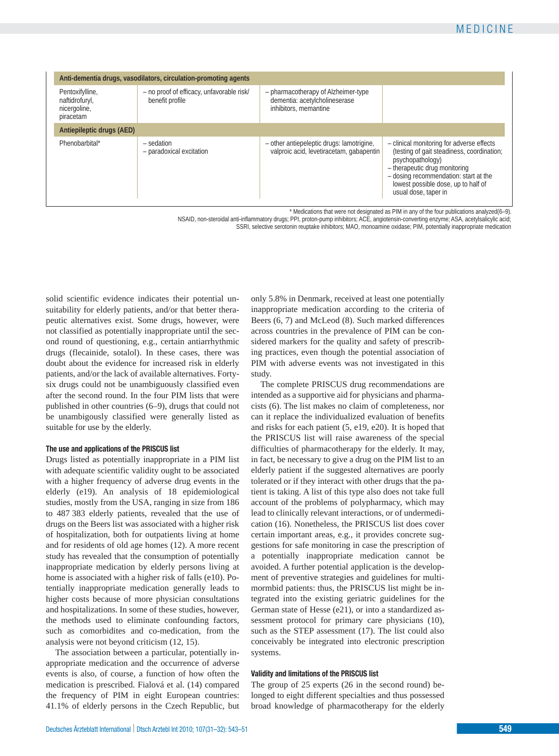| | | | |
|---|---|---|---|
| **Anti-dementia drugs, vasodilators, circulation-promoting agents** | | | |
| Pentoxifylline, naftidrofuryl, nicergoline, piracetam | – no proof of efficacy, unfavorable risk/ benefit profile | – pharmacotherapy of Alzheimer-type dementia: acetylcholineserase inhibitors, memantine | |
| **Antiepileptic drugs (AED)** | | | |
| Phenobarbital* | – sedation<br>– paradoxical excitation | – other antiepileptic drugs: lamotrigine, valproic acid, levetiracetam, gabapentin | – clinical monitoring for adverse effects (testing of gait steadiness, coordination; psychopathology)<br>– therapeutic drug monitoring<br>– dosing recommendation: start at the lowest possible dose, up to half of usual dose, taper in |

* Medications that were not designated as PIM in any of the four publications analyzed(6–9).
NSAID, non-steroidal anti-inflammatory drugs; PPI, proton-pump inhibitors; ACE, angiotensin-converting enzyme; ASA, acetylsalicylic acid; SSRI, selective serotonin reuptake inhibitors; MAO, monoamine oxidase; PIM, potentially inappropriate medication

solid scientific evidence indicates their potential unsuitability for elderly patients, and/or that better therapeutic alternatives exist. Some drugs, however, were not classified as potentially inappropriate until the second round of questioning, e.g., certain antiarrhythmic drugs (flecainide, sotalol). In these cases, there was doubt about the evidence for increased risk in elderly patients, and/or the lack of available alternatives. Forty-six drugs could not be unambiguously classified even after the second round. In the four PIM lists that were published in other countries (6–9), drugs that could not be unambigously classified were generally listed as suitable for use by the elderly.

#### The use and applications of the PRISCUS list

Drugs listed as potentially inappropriate in a PIM list with adequate scientific validity ought to be associated with a higher frequency of adverse drug events in the elderly (e19). An analysis of 18 epidemiological studies, mostly from the USA, ranging in size from 186 to 487 383 elderly patients, revealed that the use of drugs on the Beers list was associated with a higher risk of hospitalization, both for outpatients living at home and for residents of old age homes (12). A more recent study has revealed that the consumption of potentially inappropriate medication by elderly persons living at home is associated with a higher risk of falls (e10). Potentially inappropriate medication generally leads to higher costs because of more physician consultations and hospitalizations. In some of these studies, however, the methods used to eliminate confounding factors, such as comorbidites and co-medication, from the analysis were not beyond criticism (12, 15).

The association between a particular, potentially inappropriate medication and the occurrence of adverse events is also, of course, a function of how often the medication is prescribed. Fialová et al. (14) compared the frequency of PIM in eight European countries: 41.1% of elderly persons in the Czech Republic, but only 5.8% in Denmark, received at least one potentially inappropriate medication according to the criteria of Beers (6, 7) and McLeod (8). Such marked differences across countries in the prevalence of PIM can be considered markers for the quality and safety of prescribing practices, even though the potential association of PIM with adverse events was not investigated in this study.

The complete PRISCUS drug recommendations are intended as a supportive aid for physicians and pharmacists (6). The list makes no claim of completeness, nor can it replace the individualized evaluation of benefits and risks for each patient (5, e19, e20). It is hoped that the PRISCUS list will raise awareness of the special difficulties of pharmacotherapy for the elderly. It may, in fact, be necessary to give a drug on the PIM list to an elderly patient if the suggested alternatives are poorly tolerated or if they interact with other drugs that the patient is taking. A list of this type also does not take full account of the problems of polypharmacy, which may lead to clinically relevant interactions, or of undermedication (16). Nonetheless, the PRISCUS list does cover certain important areas, e.g., it provides concrete suggestions for safe monitoring in case the prescription of a potentially inappropriate medication cannot be avoided. A further potential application is the development of preventive strategies and guidelines for multimorbid patients: thus, the PRISCUS list might be integrated into the existing geriatric guidelines for the German state of Hesse (e21), or into a standardized assessment protocol for primary care physicians (10), such as the STEP assessment (17). The list could also conceivably be integrated into electronic prescription systems.

#### Validity and limitations of the PRISCUS list

The group of 25 experts (26 in the second round) belonged to eight different specialties and thus possessed broad knowledge of pharmacotherapy for the elderly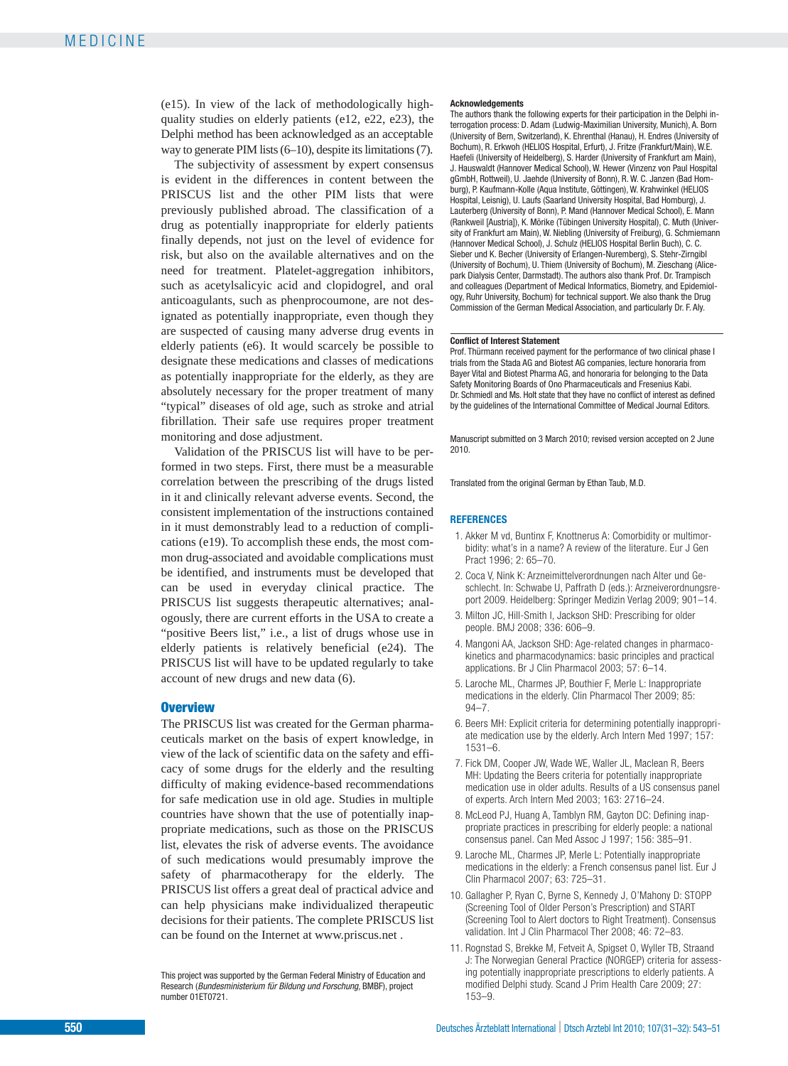(e15). In view of the lack of methodologically high-quality studies on elderly patients (e12, e22, e23), the Delphi method has been acknowledged as an acceptable way to generate PIM lists (6–10), despite its limitations (7).

The subjectivity of assessment by expert consensus is evident in the differences in content between the PRISCUS list and the other PIM lists that were previously published abroad. The classification of a drug as potentially inappropriate for elderly patients finally depends, not just on the level of evidence for risk, but also on the available alternatives and on the need for treatment. Platelet-aggregation inhibitors, such as acetylsalicyic acid and clopidogrel, and oral anticoagulants, such as phenprocoumone, are not designated as potentially inappropriate, even though they are suspected of causing many adverse drug events in elderly patients (e6). It would scarcely be possible to designate these medications and classes of medications as potentially inappropriate for the elderly, as they are absolutely necessary for the proper treatment of many "typical" diseases of old age, such as stroke and atrial fibrillation. Their safe use requires proper treatment monitoring and dose adjustment.

Validation of the PRISCUS list will have to be performed in two steps. First, there must be a measurable correlation between the prescribing of the drugs listed in it and clinically relevant adverse events. Second, the consistent implementation of the instructions contained in it must demonstrably lead to a reduction of complications (e19). To accomplish these ends, the most common drug-associated and avoidable complications must be identified, and instruments must be developed that can be used in everyday clinical practice. The PRISCUS list suggests therapeutic alternatives; analogously, there are current efforts in the USA to create a "positive Beers list," i.e., a list of drugs whose use in elderly patients is relatively beneficial (e24). The PRISCUS list will have to be updated regularly to take account of new drugs and new data (6).

## Overview

The PRISCUS list was created for the German pharmaceuticals market on the basis of expert knowledge, in view of the lack of scientific data on the safety and efficacy of some drugs for the elderly and the resulting difficulty of making evidence-based recommendations for safe medication use in old age. Studies in multiple countries have shown that the use of potentially inappropriate medications, such as those on the PRISCUS list, elevates the risk of adverse events. The avoidance of such medications would presumably improve the safety of pharmacotherapy for the elderly. The PRISCUS list offers a great deal of practical advice and can help physicians make individualized therapeutic decisions for their patients. The complete PRISCUS list can be found on the Internet at www.priscus.net .

This project was supported by the German Federal Ministry of Education and Research (*Bundesministerium für Bildung und Forschung*, BMBF), project number 01ET0721.

**Acknowledgements**

The authors thank the following experts for their participation in the Delphi interrogation process: D. Adam (Ludwig-Maximilian University, Munich), A. Born (University of Bern, Switzerland), K. Ehrenthal (Hanau), H. Endres (University of Bochum), R. Erkwoh (HELIOS Hospital, Erfurt), J. Fritze (Frankfurt/Main), W.E. Haefeli (University of Heidelberg), S. Harder (University of Frankfurt am Main), J. Hauswaldt (Hannover Medical School), W. Hewer (Vinzenz von Paul Hospital gGmbH, Rottweil), U. Jaehde (University of Bonn), R. W. C. Janzen (Bad Homburg), P. Kaufmann-Kolle (Aqua Institute, Göttingen), W. Krahwinkel (HELIOS Hospital, Leisnig), U. Laufs (Saarland University Hospital, Bad Homburg), J. Lauterberg (University of Bonn), P. Mand (Hannover Medical School), E. Mann (Rankweil [Austria]), K. Mörike (Tübingen University Hospital), C. Muth (University of Frankfurt am Main), W. Niebling (University of Freiburg), G. Schmiemann (Hannover Medical School), J. Schulz (HELIOS Hospital Berlin Buch), C. C. Sieber und K. Becher (University of Erlangen-Nuremberg), S. Stehr-Zirngibl (University of Bochum), U. Thiem (University of Bochum), M. Zieschang (Alicepark Dialysis Center, Darmstadt). The authors also thank Prof. Dr. Trampisch and colleagues (Department of Medical Informatics, Biometry, and Epidemiology, Ruhr University, Bochum) for technical support. We also thank the Drug Commission of the German Medical Association, and particularly Dr. F. Aly.

**Conflict of Interest Statement**

Prof. Thürmann received payment for the performance of two clinical phase I trials from the Stada AG and Biotest AG companies, lecture honoraria from Bayer Vital and Biotest Pharma AG, and honoraria for belonging to the Data Safety Monitoring Boards of Ono Pharmaceuticals and Fresenius Kabi. Dr. Schmiedl and Ms. Holt state that they have no conflict of interest as defined by the guidelines of the International Committee of Medical Journal Editors.

Manuscript submitted on 3 March 2010; revised version accepted on 2 June 2010.

Translated from the original German by Ethan Taub, M.D.

## REFERENCES

1. Akker M vd, Buntinx F, Knottnerus A: Comorbidity or multimorbidity: what's in a name? A review of the literature. Eur J Gen Pract 1996; 2: 65–70.
2. Coca V, Nink K: Arzneimittelverordnungen nach Alter und Geschlecht. In: Schwabe U, Paffrath D (eds.): Arzneiverordnungsreport 2009. Heidelberg: Springer Medizin Verlag 2009; 901–14.
3. Milton JC, Hill-Smith I, Jackson SHD: Prescribing for older people. BMJ 2008; 336: 606–9.
4. Mangoni AA, Jackson SHD: Age-related changes in pharmacokinetics and pharmacodynamics: basic principles and practical applications. Br J Clin Pharmacol 2003; 57: 6–14.
5. Laroche ML, Charmes JP, Bouthier F, Merle L: Inappropriate medications in the elderly. Clin Pharmacol Ther 2009; 85: 94–7.
6. Beers MH: Explicit criteria for determining potentially inappropriate medication use by the elderly. Arch Intern Med 1997; 157: 1531–6.
7. Fick DM, Cooper JW, Wade WE, Waller JL, Maclean R, Beers MH: Updating the Beers criteria for potentially inappropriate medication use in older adults. Results of a US consensus panel of experts. Arch Intern Med 2003; 163: 2716–24.
8. McLeod PJ, Huang A, Tamblyn RM, Gayton DC: Defining inappropriate practices in prescribing for elderly people: a national consensus panel. Can Med Assoc J 1997; 156: 385–91.
9. Laroche ML, Charmes JP, Merle L: Potentially inappropriate medications in the elderly: a French consensus panel list. Eur J Clin Pharmacol 2007; 63: 725–31.
10. Gallagher P, Ryan C, Byrne S, Kennedy J, O'Mahony D: STOPP (Screening Tool of Older Person's Prescription) and START (Screening Tool to Alert doctors to Right Treatment). Consensus validation. Int J Clin Pharmacol Ther 2008; 46: 72–83.
11. Rognstad S, Brekke M, Fetveit A, Spigset O, Wyller TB, Straand J: The Norwegian General Practice (NORGEP) criteria for assessing potentially inappropriate prescriptions to elderly patients. A modified Delphi study. Scand J Prim Health Care 2009; 27: 153–9.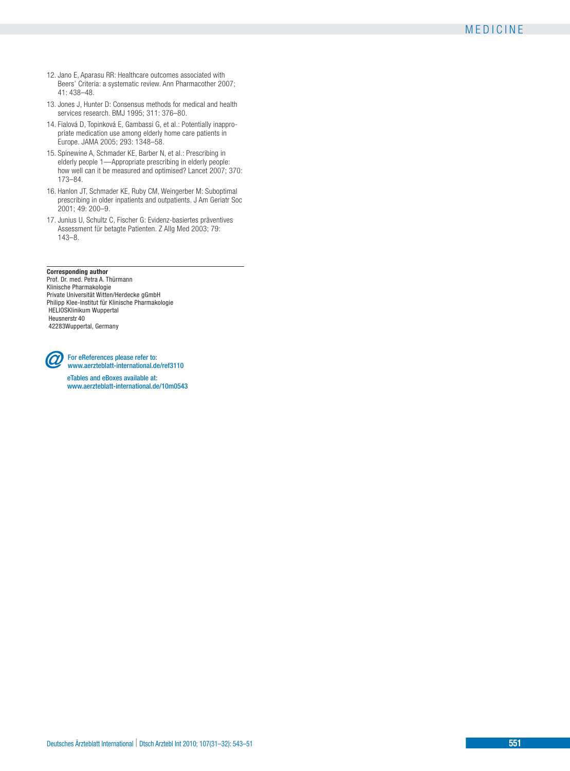12. Jano E, Aparasu RR: Healthcare outcomes associated with Beers' Criteria: a systematic review. Ann Pharmacother 2007; 41: 438–48.
13. Jones J, Hunter D: Consensus methods for medical and health services research. BMJ 1995; 311: 376–80.
14. Fialová D, Topinková E, Gambassi G, et al.: Potentially inappropriate medication use among elderly home care patients in Europe. JAMA 2005; 293: 1348–58.
15. Spinewine A, Schmader KE, Barber N, et al.: Prescribing in elderly people 1—Appropriate prescribing in elderly people: how well can it be measured and optimised? Lancet 2007; 370: 173–84.
16. Hanlon JT, Schmader KE, Ruby CM, Weingerber M: Suboptimal prescribing in older inpatients and outpatients. J Am Geriatr Soc 2001; 49: 200–9.
17. Junius U, Schultz C, Fischer G: Evidenz-basiertes präventives Assessment für betagte Patienten. Z Allg Med 2003; 79: 143–8.

**Corresponding author**
Prof. Dr. med. Petra A. Thürmann
Klinische Pharmakologie
Private Universität Witten/Herdecke gGmbH
Philipp Klee-Institut für Klinische Pharmakologie
HELIOSKlinikum Wuppertal
Heusnerstr 40
42283Wuppertal, Germany

For eReferences please refer to:
www.aerzteblatt-international.de/ref3110

eTables and eBoxes available at:
www.aerzteblatt-international.de/10m0543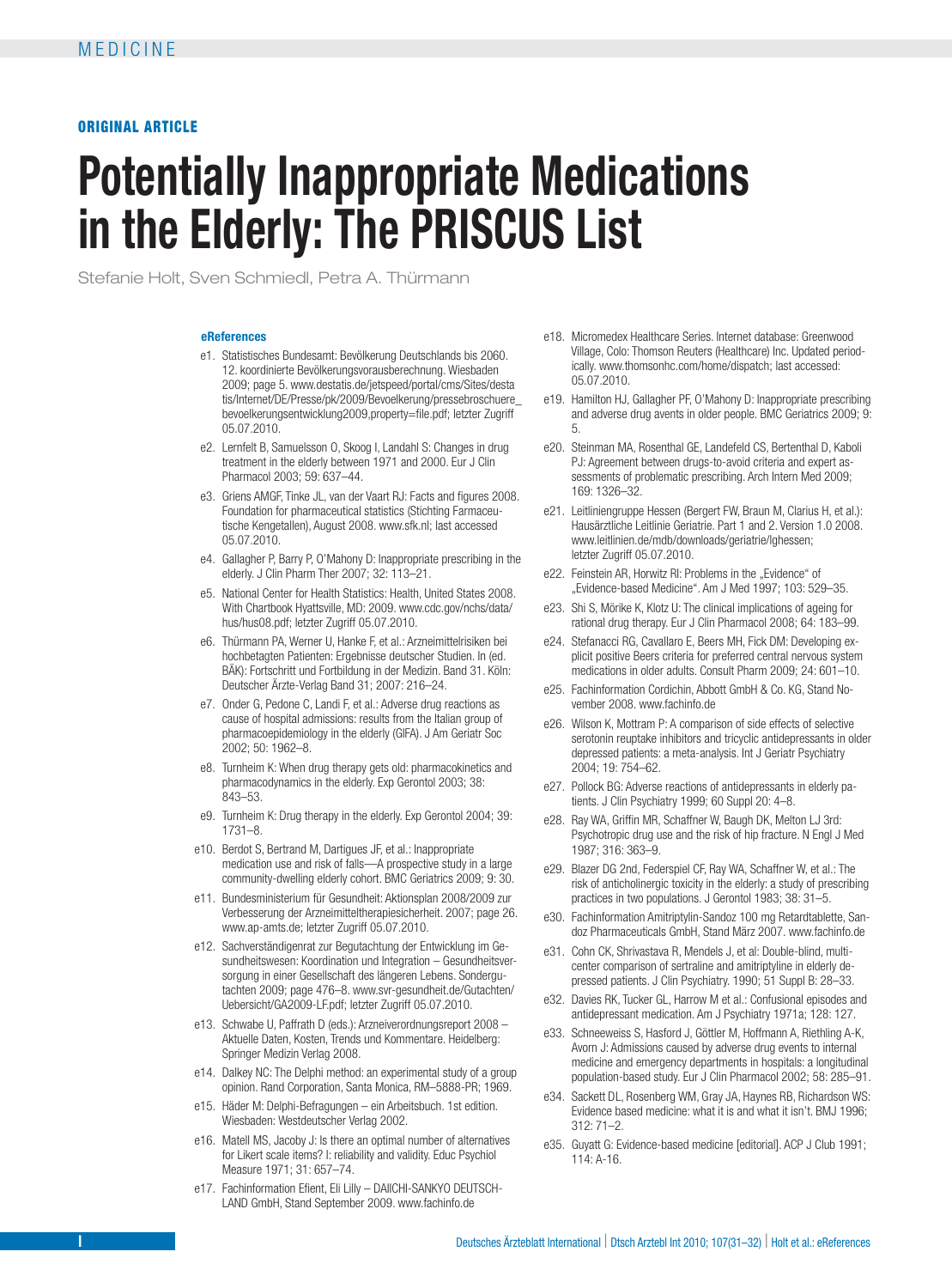MEDICINE

ORIGINAL ARTICLE

# Potentially Inappropriate Medications in the Elderly: The PRISCUS List

Stefanie Holt, Sven Schmiedl, Petra A. Thürmann

## eReferences

- e1. Statistisches Bundesamt: Bevölkerung Deutschlands bis 2060. 12. koordinierte Bevölkerungsvorausberechnung. Wiesbaden 2009; page 5. www.destatis.de/jetspeed/portal/cms/Sites/destatis/Internet/DE/Presse/pk/2009/Bevoelkerung/pressebroschuere_bevoelkerungsentwicklung2009,property=file.pdf; letzter Zugriff 05.07.2010.
- e2. Lernfelt B, Samuelsson O, Skoog I, Landahl S: Changes in drug treatment in the elderly between 1971 and 2000. Eur J Clin Pharmacol 2003; 59: 637–44.
- e3. Griens AMGF, Tinke JL, van der Vaart RJ: Facts and figures 2008. Foundation for pharmaceutical statistics (Stichting Farmaceutische Kengetallen), August 2008. www.sfk.nl; last accessed 05.07.2010.
- e4. Gallagher P, Barry P, O'Mahony D: Inappropriate prescribing in the elderly. J Clin Pharm Ther 2007; 32: 113–21.
- e5. National Center for Health Statistics: Health, United States 2008. With Chartbook Hyattsville, MD: 2009. www.cdc.gov/nchs/data/hus/hus08.pdf; letzter Zugriff 05.07.2010.
- e6. Thürmann PA, Werner U, Hanke F, et al.: Arzneimittelrisiken bei hochbetagten Patienten: Ergebnisse deutscher Studien. In (ed. BÄK): Fortschritt und Fortbildung in der Medizin. Band 31. Köln: Deutscher Ärzte-Verlag Band 31; 2007: 216–24.
- e7. Onder G, Pedone C, Landi F, et al.: Adverse drug reactions as cause of hospital admissions: results from the Italian group of pharmacoepidemiology in the elderly (GIFA). J Am Geriatr Soc 2002; 50: 1962–8.
- e8. Turnheim K: When drug therapy gets old: pharmacokinetics and pharmacodynamics in the elderly. Exp Gerontol 2003; 38: 843–53.
- e9. Turnheim K: Drug therapy in the elderly. Exp Gerontol 2004; 39: 1731–8.
- e10. Berdot S, Bertrand M, Dartigues JF, et al.: Inappropriate medication use and risk of falls—A prospective study in a large community-dwelling elderly cohort. BMC Geriatrics 2009; 9: 30.
- e11. Bundesministerium für Gesundheit: Aktionsplan 2008/2009 zur Verbesserung der Arzneimitteltherapiesicherheit. 2007; page 26. www.ap-amts.de; letzter Zugriff 05.07.2010.
- e12. Sachverständigenrat zur Begutachtung der Entwicklung im Gesundheitswesen: Koordination und Integration – Gesundheitsversorgung in einer Gesellschaft des längeren Lebens. Sondergutachten 2009; page 476–8. www.svr-gesundheit.de/Gutachten/Uebersicht/GA2009-LF.pdf; letzter Zugriff 05.07.2010.
- e13. Schwabe U, Paffrath D (eds.): Arzneiverordnungsreport 2008 – Aktuelle Daten, Kosten, Trends und Kommentare. Heidelberg: Springer Medizin Verlag 2008.
- e14. Dalkey NC: The Delphi method: an experimental study of a group opinion. Rand Corporation, Santa Monica, RM–5888-PR; 1969.
- e15. Häder M: Delphi-Befragungen – ein Arbeitsbuch. 1st edition. Wiesbaden: Westdeutscher Verlag 2002.
- e16. Matell MS, Jacoby J: Is there an optimal number of alternatives for Likert scale items? I: reliability and validity. Educ Psychiol Measure 1971; 31: 657–74.
- e17. Fachinformation Efient, Eli Lilly – DAIICHI-SANKYO DEUTSCHLAND GmbH, Stand September 2009. www.fachinfo.de
- e18. Micromedex Healthcare Series. Internet database: Greenwood Village, Colo: Thomson Reuters (Healthcare) Inc. Updated periodically. www.thomsonhc.com/home/dispatch; last accessed: 05.07.2010.
- e19. Hamilton HJ, Gallagher PF, O'Mahony D: Inappropriate prescribing and adverse drug avents in older people. BMC Geriatrics 2009; 9: 5.
- e20. Steinman MA, Rosenthal GE, Landefeld CS, Bertenthal D, Kaboli PJ: Agreement between drugs-to-avoid criteria and expert assessments of problematic prescribing. Arch Intern Med 2009; 169: 1326–32.
- e21. Leitliniengruppe Hessen (Bergert FW, Braun M, Clarius H, et al.): Hausärztliche Leitlinie Geriatrie. Part 1 and 2. Version 1.0 2008. www.leitlinien.de/mdb/downloads/geriatrie/lghessen; letzter Zugriff 05.07.2010.
- e22. Feinstein AR, Horwitz RI: Problems in the „Evidence" of „Evidence-based Medicine". Am J Med 1997; 103: 529–35.
- e23. Shi S, Mörike K, Klotz U: The clinical implications of ageing for rational drug therapy. Eur J Clin Pharmacol 2008; 64: 183–99.
- e24. Stefanacci RG, Cavallaro E, Beers MH, Fick DM: Developing explicit positive Beers criteria for preferred central nervous system medications in older adults. Consult Pharm 2009; 24: 601–10.
- e25. Fachinformation Cordichin, Abbott GmbH & Co. KG, Stand November 2008. www.fachinfo.de
- e26. Wilson K, Mottram P: A comparison of side effects of selective serotonin reuptake inhibitors and tricyclic antidepressants in older depressed patients: a meta-analysis. Int J Geriatr Psychiatry 2004; 19: 754–62.
- e27. Pollock BG: Adverse reactions of antidepressants in elderly patients. J Clin Psychiatry 1999; 60 Suppl 20: 4–8.
- e28. Ray WA, Griffin MR, Schaffner W, Baugh DK, Melton LJ 3rd: Psychotropic drug use and the risk of hip fracture. N Engl J Med 1987; 316: 363–9.
- e29. Blazer DG 2nd, Federspiel CF, Ray WA, Schaffner W, et al.: The risk of anticholinergic toxicity in the elderly: a study of prescribing practices in two populations. J Gerontol 1983; 38: 31–5.
- e30. Fachinformation Amitriptylin-Sandoz 100 mg Retardtablette, Sandoz Pharmaceuticals GmbH, Stand März 2007. www.fachinfo.de
- e31. Cohn CK, Shrivastava R, Mendels J, et al: Double-blind, multicenter comparison of sertraline and amitriptyline in elderly depressed patients. J Clin Psychiatry. 1990; 51 Suppl B: 28–33.
- e32. Davies RK, Tucker GL, Harrow M et al.: Confusional episodes and antidepressant medication. Am J Psychiatry 1971a; 128: 127.
- e33. Schneeweiss S, Hasford J, Göttler M, Hoffmann A, Riethling A-K, Avorn J: Admissions caused by adverse drug events to internal medicine and emergency departments in hospitals: a longitudinal population-based study. Eur J Clin Pharmacol 2002; 58: 285–91.
- e34. Sackett DL, Rosenberg WM, Gray JA, Haynes RB, Richardson WS: Evidence based medicine: what it is and what it isn't. BMJ 1996; 312: 71–2.
- e35. Guyatt G: Evidence-based medicine [editorial]. ACP J Club 1991; 114: A-16.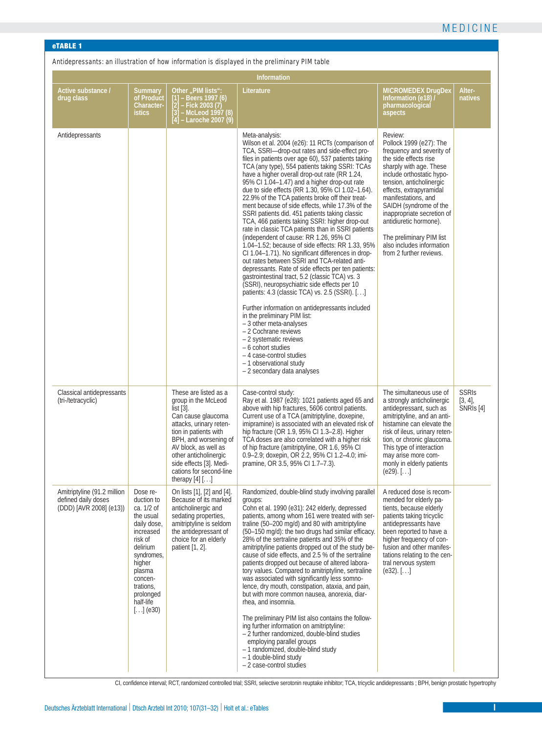**eTABLE 1**

Antidepressants: an illustration of how information is displayed in the preliminary PIM table

| Information | | | | | |
|---|---|---|---|---|---|
| **Active substance / drug class** | **Summary of Product Characteristics** | **Other „PIM lists“: [1] – Beers 1997 (6) [2] – Fick 2003 (7) [3] – McLeod 1997 (8) [4] – Laroche 2007 (9)** | **Literature** | **MICROMEDEX DrugDex Information (e18) / pharmacological aspects** | **Alternatives** |
| Antidepressants | | | Meta-analysis:<br>Wilson et al. 2004 (e26): 11 RCTs (comparison of TCA, SSRI—drop-out rates and side-effect profiles in patients over age 60), 537 patients taking TCA (any type), 554 patients taking SSRI: TCAs have a higher overall drop-out rate (RR 1.24, 95% CI 1.04–1.47) and a higher drop-out rate due to side effects (RR 1.30, 95% CI 1.02–1.64). 22.9% of the TCA patients broke off their treatment because of side effects, while 17.3% of the SSRI patients did. 451 patients taking classic TCA, 466 patients taking SSRI: higher drop-out rate in classic TCA patients than in SSRI patients (independent of cause: RR 1.26, 95% CI 1.04–1.52; because of side effects: RR 1.33, 95% CI 1.04–1.71). No significant differences in drop-out rates between SSRI and TCA-related antidepressants. Rate of side effects per ten patients: gastrointestinal tract, 5.2 (classic TCA) vs. 3 (SSRI), neuropsychiatric side effects per 10 patients: 4.3 (classic TCA) vs. 2.5 (SSRI). […]<br><br>Further information on antidepressants included in the preliminary PIM list:<br>– 3 other meta-analyses<br>– 2 Cochrane reviews<br>– 2 systematic reviews<br>– 6 cohort studies<br>– 4 case-control studies<br>– 1 observational study<br>– 2 secondary data analyses | Review:<br>Pollock 1999 (e27): The frequency and severity of the side effects rise sharply with age. These include orthostatic hypotension, anticholinergic effects, extrapyramidal manifestations, and SAIDH (syndrome of the inappropriate secretion of antidiuretic hormone).<br><br>The preliminary PIM list also includes information from 2 further reviews. | |
| Classical antidepressants (tri-/tetracyclic) | | These are listed as a group in the McLeod list [3].<br>Can cause glaucoma attacks, urinary retention in patients with BPH, and worsening of AV block, as well as other anticholinergic side effects [3]. Medications for second-line therapy [4] […] | Case-control study:<br>Ray et al. 1987 (e28): 1021 patients aged 65 and above with hip fractures, 5606 control patients. Current use of a TCA (amitriptyline, doxepine, imipramine) is associated with an elevated risk of hip fracture (OR 1.9, 95% CI 1.3–2.8). Higher TCA doses are also correlated with a higher risk of hip fracture (amitriptyline, OR 1.6, 95% CI 0.9–2.9; doxepin, OR 2.2, 95% CI 1.2–4.0; imipramine, OR 3.5, 95% CI 1.7–7.3). | The simultaneous use of a strongly anticholinergic antidepressant, such as amitriptyline, and an antihistamine can elevate the risk of ileus, urinary retention, or chronic glaucoma. This type of interaction may arise more commonly in elderly patients (e29). […] | SSRIs [3, 4], SNRIs [4] |
| Amitriptyline (91.2 million defined daily doses (DDD) [AVR 2008] (e13)) | Dose reduction to ca. 1/2 of the usual daily dose, increased risk of delirium syndromes, higher plasma concentrations, prolonged half-life […] (e30) | On lists [1], [2] and [4]. Because of its marked anticholinergic and sedating properties, amitriptyline is seldom the antidepressant of choice for an elderly patient [1, 2]. | Randomized, double-blind study involving parallel groups:<br>Cohn et al. 1990 (e31): 242 elderly, depressed patients, among whom 161 were treated with sertraline (50–200 mg/d) and 80 with amitriptyline (50–150 mg/d): the two drugs had similar efficacy. 28% of the sertraline patients and 35% of the amitriptyline patients dropped out of the study because of side effects, and 2.5 % of the sertraline patients dropped out because of altered laboratory values. Compared to amitriptyline, sertraline was associated with significantly less somnolence, dry mouth, constipation, ataxia, and pain, but with more common nausea, anorexia, diarrhea, and insomnia.<br><br>The preliminary PIM list also contains the following further information on amitriptyline:<br>– 2 further randomized, double-blind studies employing parallel groups<br>– 1 randomized, double-blind study<br>– 1 double-blind study<br>– 2 case-control studies | A reduced dose is recommended for elderly patients, because elderly patients taking tricyclic antidepressants have been reported to have a higher frequency of confusion and other manifestations relating to the central nervous system (e32). […] | |

CI, confidence interval; RCT, randomized controlled trial; SSRI, selective serotonin reuptake inhibitor; TCA, tricyclic andidepressants ; BPH, benign prostatic hypertrophy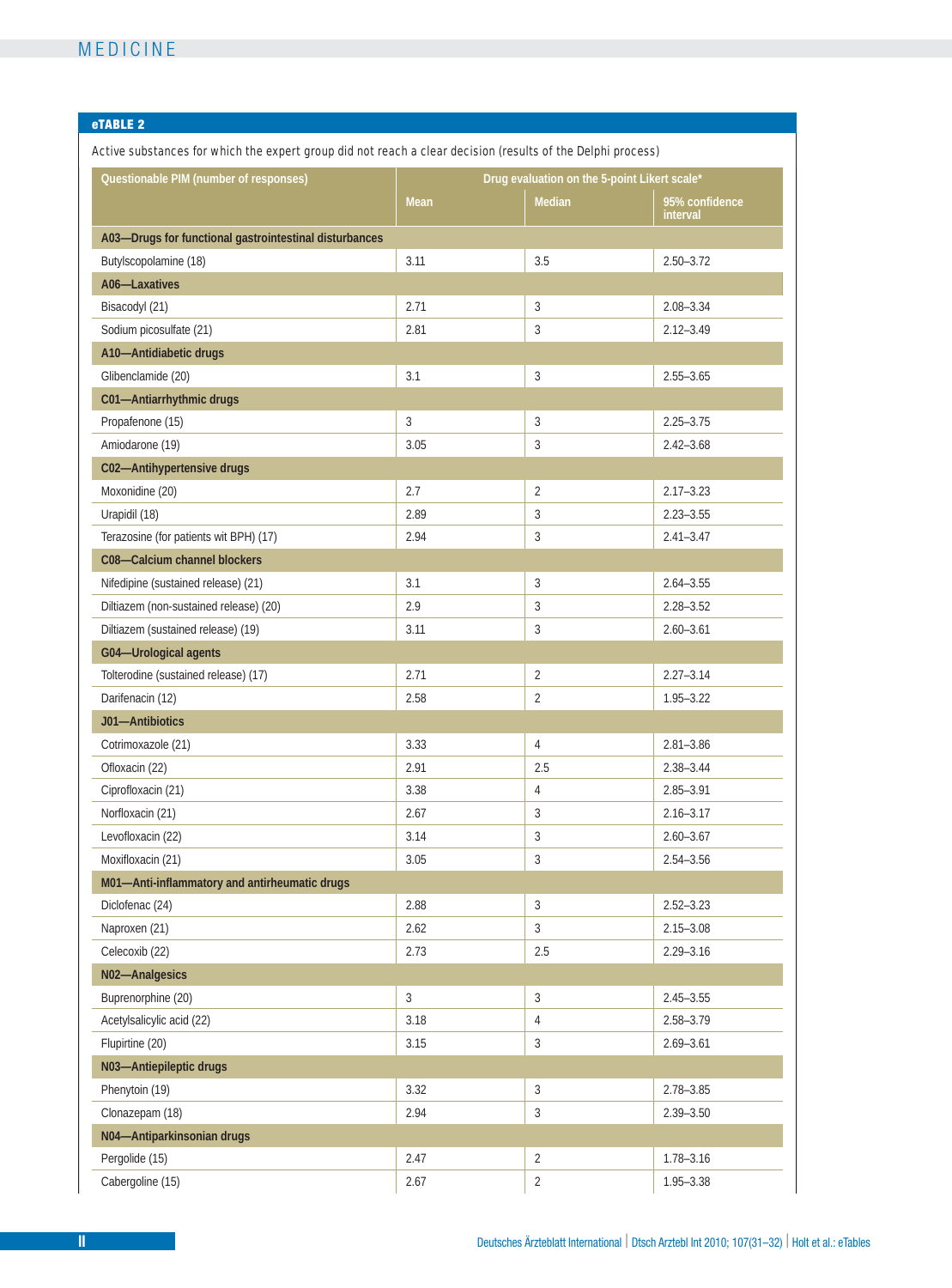**eTABLE 2**

Active substances for which the expert group did not reach a clear decision (results of the Delphi process)

| Questionable PIM (number of responses) | Drug evaluation on the 5-point Likert scale* | | |
|---|---|---|---|
| | Mean | Median | 95% confidence interval |
| **A03—Drugs for functional gastrointestinal disturbances** | | | |
| Butylscopolamine (18) | 3.11 | 3.5 | 2.50–3.72 |
| **A06—Laxatives** | | | |
| Bisacodyl (21) | 2.71 | 3 | 2.08–3.34 |
| Sodium picosulfate (21) | 2.81 | 3 | 2.12–3.49 |
| **A10—Antidiabetic drugs** | | | |
| Glibenclamide (20) | 3.1 | 3 | 2.55–3.65 |
| **C01—Antiarrhythmic drugs** | | | |
| Propafenone (15) | 3 | 3 | 2.25–3.75 |
| Amiodarone (19) | 3.05 | 3 | 2.42–3.68 |
| **C02—Antihypertensive drugs** | | | |
| Moxonidine (20) | 2.7 | 2 | 2.17–3.23 |
| Urapidil (18) | 2.89 | 3 | 2.23–3.55 |
| Terazosine (for patients wit BPH) (17) | 2.94 | 3 | 2.41–3.47 |
| **C08—Calcium channel blockers** | | | |
| Nifedipine (sustained release) (21) | 3.1 | 3 | 2.64–3.55 |
| Diltiazem (non-sustained release) (20) | 2.9 | 3 | 2.28–3.52 |
| Diltiazem (sustained release) (19) | 3.11 | 3 | 2.60–3.61 |
| **G04—Urological agents** | | | |
| Tolterodine (sustained release) (17) | 2.71 | 2 | 2.27–3.14 |
| Darifenacin (12) | 2.58 | 2 | 1.95–3.22 |
| **J01—Antibiotics** | | | |
| Cotrimoxazole (21) | 3.33 | 4 | 2.81–3.86 |
| Ofloxacin (22) | 2.91 | 2.5 | 2.38–3.44 |
| Ciprofloxacin (21) | 3.38 | 4 | 2.85–3.91 |
| Norfloxacin (21) | 2.67 | 3 | 2.16–3.17 |
| Levofloxacin (22) | 3.14 | 3 | 2.60–3.67 |
| Moxifloxacin (21) | 3.05 | 3 | 2.54–3.56 |
| **M01—Anti-inflammatory and antirheumatic drugs** | | | |
| Diclofenac (24) | 2.88 | 3 | 2.52–3.23 |
| Naproxen (21) | 2.62 | 3 | 2.15–3.08 |
| Celecoxib (22) | 2.73 | 2.5 | 2.29–3.16 |
| **N02—Analgesics** | | | |
| Buprenorphine (20) | 3 | 3 | 2.45–3.55 |
| Acetylsalicylic acid (22) | 3.18 | 4 | 2.58–3.79 |
| Flupirtine (20) | 3.15 | 3 | 2.69–3.61 |
| **N03—Antiepileptic drugs** | | | |
| Phenytoin (19) | 3.32 | 3 | 2.78–3.85 |
| Clonazepam (18) | 2.94 | 3 | 2.39–3.50 |
| **N04—Antiparkinsonian drugs** | | | |
| Pergolide (15) | 2.47 | 2 | 1.78–3.16 |
| Cabergoline (15) | 2.67 | 2 | 1.95–3.38 |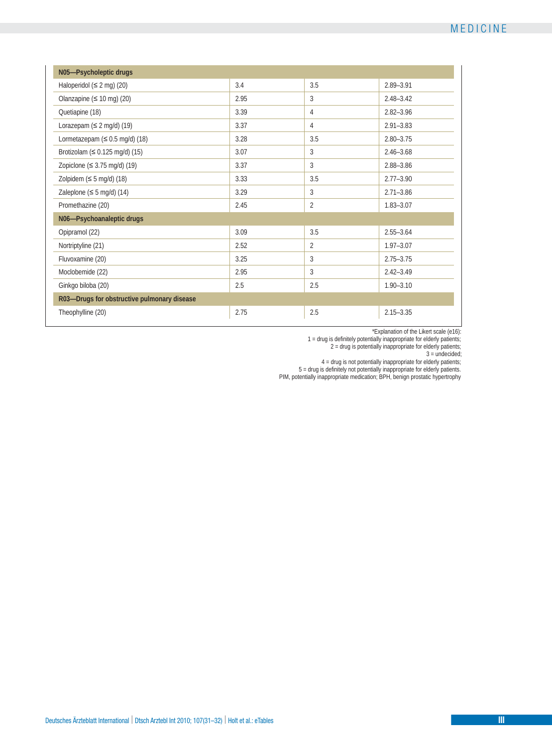| | | | |
|---|---|---|---|
| **N05—Psycholeptic drugs** | | | |
| Haloperidol (≤ 2 mg) (20) | 3.4 | 3.5 | 2.89–3.91 |
| Olanzapine (≤ 10 mg) (20) | 2.95 | 3 | 2.48–3.42 |
| Quetiapine (18) | 3.39 | 4 | 2.82–3.96 |
| Lorazepam (≤ 2 mg/d) (19) | 3.37 | 4 | 2.91–3.83 |
| Lormetazepam (≤ 0.5 mg/d) (18) | 3.28 | 3.5 | 2.80–3.75 |
| Brotizolam (≤ 0.125 mg/d) (15) | 3.07 | 3 | 2.46–3.68 |
| Zopiclone (≤ 3.75 mg/d) (19) | 3.37 | 3 | 2.88–3.86 |
| Zolpidem (≤ 5 mg/d) (18) | 3.33 | 3.5 | 2.77–3.90 |
| Zaleplone (≤ 5 mg/d) (14) | 3.29 | 3 | 2.71–3.86 |
| Promethazine (20) | 2.45 | 2 | 1.83–3.07 |
| **N06—Psychoanaleptic drugs** | | | |
| Opipramol (22) | 3.09 | 3.5 | 2.55–3.64 |
| Nortriptyline (21) | 2.52 | 2 | 1.97–3.07 |
| Fluvoxamine (20) | 3.25 | 3 | 2.75–3.75 |
| Moclobemide (22) | 2.95 | 3 | 2.42–3.49 |
| Ginkgo biloba (20) | 2.5 | 2.5 | 1.90–3.10 |
| **R03—Drugs for obstructive pulmonary disease** | | | |
| Theophylline (20) | 2.75 | 2.5 | 2.15–3.35 |

*Explanation of the Likert scale (e16):
1 = drug is definitely potentially inappropriate for elderly patients;
2 = drug is potentially inappropriate for elderly patients;
3 = undecided;
4 = drug is not potentially inappropriate for elderly patients;
5 = drug is definitely not potentially inappropriate for elderly patients.
PIM, potentially inappropriate medication; BPH, benign prostatic hypertrophy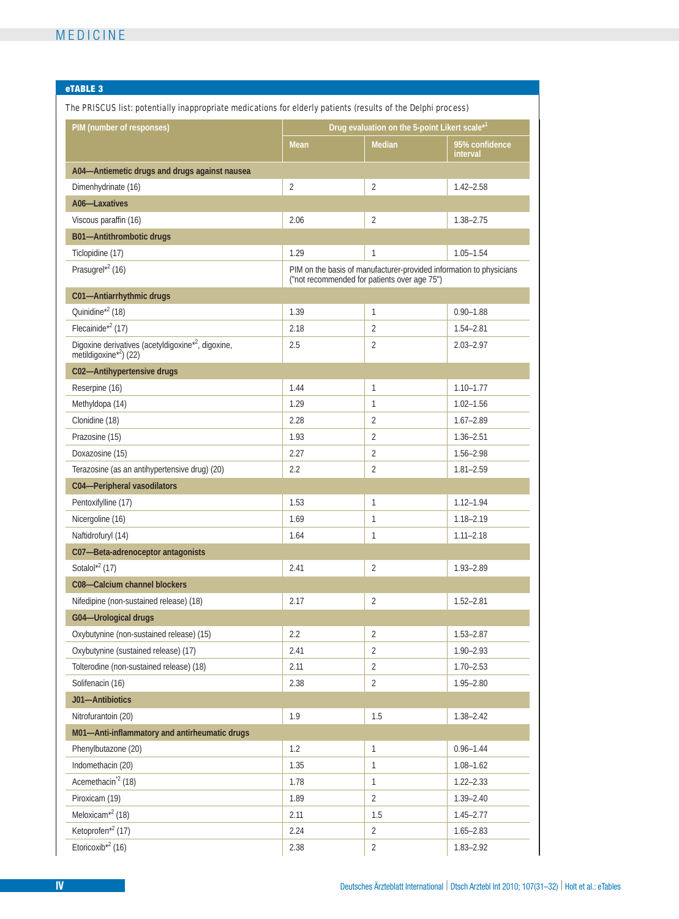**eTABLE 3**

The PRISCUS list: potentially inappropriate medications for elderly patients (results of the Delphi process)

| PIM (number of responses) | Drug evaluation on the 5-point Likert scale*[1] | | |
|---|---|---|---|
| | Mean | Median | 95% confidence interval |
| **A04—Antiemetic drugs and drugs against nausea** | | | |
| Dimenhydrinate (16) | 2 | 2 | 1.42–2.58 |
| **A06—Laxatives** | | | |
| Viscous paraffin (16) | 2.06 | 2 | 1.38–2.75 |
| **B01—Antithrombotic drugs** | | | |
| Ticlopidine (17) | 1.29 | 1 | 1.05–1.54 |
| Prasugrel*[2] (16) | PIM on the basis of manufacturer-provided information to physicians ("not recommended for patients over age 75") | | |
| **C01—Antiarrhythmic drugs** | | | |
| Quinidine*[2] (18) | 1.39 | 1 | 0.90–1.88 |
| Flecainide*[2] (17) | 2.18 | 2 | 1.54–2.81 |
| Digoxine derivatives (acetyldigoxine*[2], digoxine, metildigoxine*[2]) (22) | 2.5 | 2 | 2.03–2.97 |
| **C02—Antihypertensive drugs** | | | |
| Reserpine (16) | 1.44 | 1 | 1.10–1.77 |
| Methyldopa (14) | 1.29 | 1 | 1.02–1.56 |
| Clonidine (18) | 2.28 | 2 | 1.67–2.89 |
| Prazosine (15) | 1.93 | 2 | 1.36–2.51 |
| Doxazosine (15) | 2.27 | 2 | 1.56–2.98 |
| Terazosine (as an antihypertensive drug) (20) | 2.2 | 2 | 1.81–2.59 |
| **C04—Peripheral vasodilators** | | | |
| Pentoxifylline (17) | 1.53 | 1 | 1.12–1.94 |
| Nicergoline (16) | 1.69 | 1 | 1.18–2.19 |
| Naftidrofuryl (14) | 1.64 | 1 | 1.11–2.18 |
| **C07—Beta-adrenoceptor antagonists** | | | |
| Sotalol*[2] (17) | 2.41 | 2 | 1.93–2.89 |
| **C08—Calcium channel blockers** | | | |
| Nifedipine (non-sustained release) (18) | 2.17 | 2 | 1.52–2.81 |
| **G04—Urological drugs** | | | |
| Oxybutynine (non-sustained release) (15) | 2.2 | 2 | 1.53–2.87 |
| Oxybutynine (sustained release) (17) | 2.41 | 2 | 1.90–2.93 |
| Tolterodine (non-sustained release) (18) | 2.11 | 2 | 1.70–2.53 |
| Solifenacin (16) | 2.38 | 2 | 1.95–2.80 |
| **J01—Antibiotics** | | | |
| Nitrofurantoin (20) | 1.9 | 1.5 | 1.38–2.42 |
| **M01—Anti-inflammatory and antirheumatic drugs** | | | |
| Phenylbutazone (20) | 1.2 | 1 | 0.96–1.44 |
| Indomethacin (20) | 1.35 | 1 | 1.08–1.62 |
| Acemethacin*[2] (18) | 1.78 | 1 | 1.22–2.33 |
| Piroxicam (19) | 1.89 | 2 | 1.39–2.40 |
| Meloxicam*[2] (18) | 2.11 | 1.5 | 1.45–2.77 |
| Ketoprofen*[2] (17) | 2.24 | 2 | 1.65–2.83 |
| Etoricoxib*[2] (16) | 2.38 | 2 | 1.83–2.92 |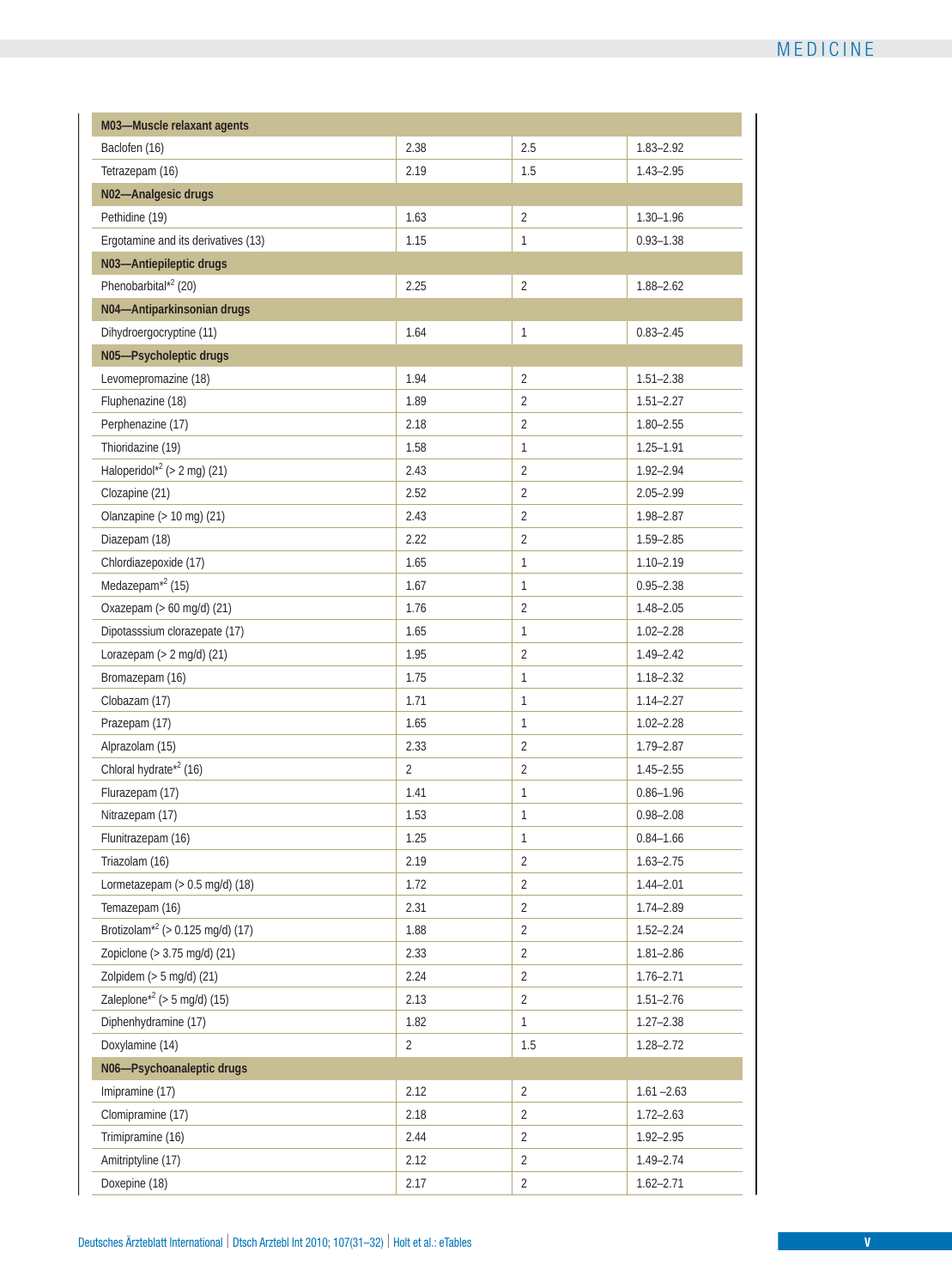| | | | |
|---|---|---|---|
| **M03—Muscle relaxant agents** | | | |
| Baclofen (16) | 2.38 | 2.5 | 1.83–2.92 |
| Tetrazepam (16) | 2.19 | 1.5 | 1.43–2.95 |
| **N02—Analgesic drugs** | | | |
| Pethidine (19) | 1.63 | 2 | 1.30–1.96 |
| Ergotamine and its derivatives (13) | 1.15 | 1 | 0.93–1.38 |
| **N03—Antiepileptic drugs** | | | |
| Phenobarbital*[2] (20) | 2.25 | 2 | 1.88–2.62 |
| **N04—Antiparkinsonian drugs** | | | |
| Dihydroergocryptine (11) | 1.64 | 1 | 0.83–2.45 |
| **N05—Psycholeptic drugs** | | | |
| Levomepromazine (18) | 1.94 | 2 | 1.51–2.38 |
| Fluphenazine (18) | 1.89 | 2 | 1.51–2.27 |
| Perphenazine (17) | 2.18 | 2 | 1.80–2.55 |
| Thioridazine (19) | 1.58 | 1 | 1.25–1.91 |
| Haloperidol*[2] (> 2 mg) (21) | 2.43 | 2 | 1.92–2.94 |
| Clozapine (21) | 2.52 | 2 | 2.05–2.99 |
| Olanzapine (> 10 mg) (21) | 2.43 | 2 | 1.98–2.87 |
| Diazepam (18) | 2.22 | 2 | 1.59–2.85 |
| Chlordiazepoxide (17) | 1.65 | 1 | 1.10–2.19 |
| Medazepam*[2] (15) | 1.67 | 1 | 0.95–2.38 |
| Oxazepam (> 60 mg/d) (21) | 1.76 | 2 | 1.48–2.05 |
| Dipotasssium clorazepate (17) | 1.65 | 1 | 1.02–2.28 |
| Lorazepam (> 2 mg/d) (21) | 1.95 | 2 | 1.49–2.42 |
| Bromazepam (16) | 1.75 | 1 | 1.18–2.32 |
| Clobazam (17) | 1.71 | 1 | 1.14–2.27 |
| Prazepam (17) | 1.65 | 1 | 1.02–2.28 |
| Alprazolam (15) | 2.33 | 2 | 1.79–2.87 |
| Chloral hydrate*[2] (16) | 2 | 2 | 1.45–2.55 |
| Flurazepam (17) | 1.41 | 1 | 0.86–1.96 |
| Nitrazepam (17) | 1.53 | 1 | 0.98–2.08 |
| Flunitrazepam (16) | 1.25 | 1 | 0.84–1.66 |
| Triazolam (16) | 2.19 | 2 | 1.63–2.75 |
| Lormetazepam (> 0.5 mg/d) (18) | 1.72 | 2 | 1.44–2.01 |
| Temazepam (16) | 2.31 | 2 | 1.74–2.89 |
| Brotizolam*[2] (> 0.125 mg/d) (17) | 1.88 | 2 | 1.52–2.24 |
| Zopiclone (> 3.75 mg/d) (21) | 2.33 | 2 | 1.81–2.86 |
| Zolpidem (> 5 mg/d) (21) | 2.24 | 2 | 1.76–2.71 |
| Zaleplone*[2] (> 5 mg/d) (15) | 2.13 | 2 | 1.51–2.76 |
| Diphenhydramine (17) | 1.82 | 1 | 1.27–2.38 |
| Doxylamine (14) | 2 | 1.5 | 1.28–2.72 |
| **N06—Psychoanaleptic drugs** | | | |
| Imipramine (17) | 2.12 | 2 | 1.61 –2.63 |
| Clomipramine (17) | 2.18 | 2 | 1.72–2.63 |
| Trimipramine (16) | 2.44 | 2 | 1.92–2.95 |
| Amitriptyline (17) | 2.12 | 2 | 1.49–2.74 |
| Doxepine (18) | 2.17 | 2 | 1.62–2.71 |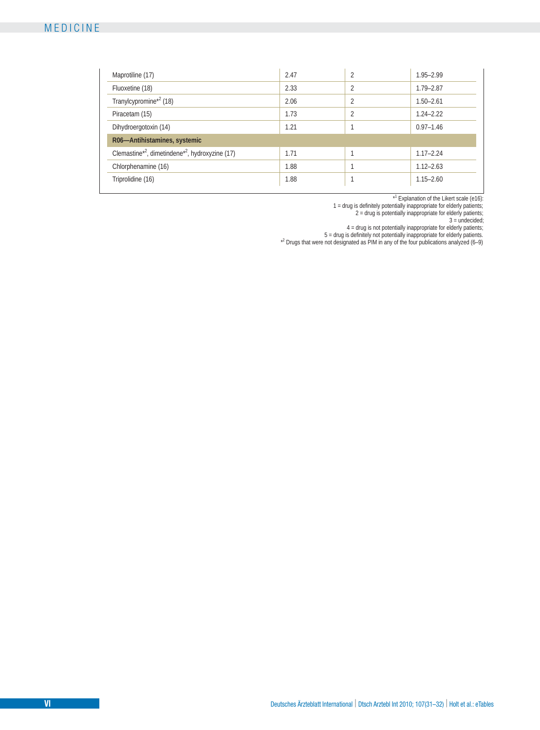| | | | |
|---|---|---|---|
| Maprotiline (17) | 2.47 | 2 | 1.95–2.99 |
| Fluoxetine (18) | 2.33 | 2 | 1.79–2.87 |
| Tranylcypromine*[2] (18) | 2.06 | 2 | 1.50–2.61 |
| Piracetam (15) | 1.73 | 2 | 1.24–2.22 |
| Dihydroergotoxin (14) | 1.21 | 1 | 0.97–1.46 |
| **R06—Antihistamines, systemic** | | | |
| Clemastine*[2], dimetindene*[2], hydroxyzine (17) | 1.71 | 1 | 1.17–2.24 |
| Chlorphenamine (16) | 1.88 | 1 | 1.12–2.63 |
| Triprolidine (16) | 1.88 | 1 | 1.15–2.60 |

*[1] Explanation of the Likert scale (e16):
1 = drug is definitely potentially inappropriate for elderly patients;
2 = drug is potentially inappropriate for elderly patients;
3 = undecided;
4 = drug is not potentially inappropriate for elderly patients;
5 = drug is definitely not potentially inappropriate for elderly patients.
*[2] Drugs that were not designated as PIM in any of the four publications analyzed (6–9)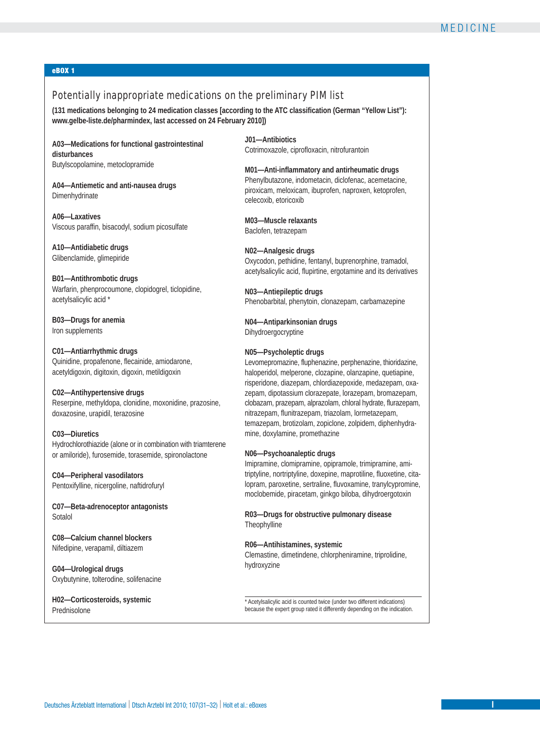**eBOX 1**

## Potentially inappropriate medications on the preliminary PIM list

**(131 medications belonging to 24 medication classes [according to the ATC classification (German "Yellow List"): www.gelbe-liste.de/pharmindex, last accessed on 24 February 2010])**

**A03—Medications for functional gastrointestinal disturbances**
Butylscopolamine, metoclopramide

**A04—Antiemetic and anti-nausea drugs**
Dimenhydrinate

**A06—Laxatives**
Viscous paraffin, bisacodyl, sodium picosulfate

**A10—Antidiabetic drugs**
Glibenclamide, glimepiride

**B01—Antithrombotic drugs**
Warfarin, phenprocoumone, clopidogrel, ticlopidine, acetylsalicylic acid *

**B03—Drugs for anemia**
Iron supplements

**C01—Antiarrhythmic drugs**
Quinidine, propafenone, flecainide, amiodarone, acetyldigoxin, digitoxin, digoxin, metildigoxin

**C02—Antihypertensive drugs**
Reserpine, methyldopa, clonidine, moxonidine, prazosine, doxazosine, urapidil, terazosine

**C03—Diuretics**
Hydrochlorothiazide (alone or in combination with triamterene or amiloride), furosemide, torasemide, spironolactone

**C04—Peripheral vasodilators**
Pentoxifylline, nicergoline, naftidrofuryl

**C07—Beta-adrenoceptor antagonists**
Sotalol

**C08—Calcium channel blockers**
Nifedipine, verapamil, diltiazem

**G04—Urological drugs**
Oxybutynine, tolterodine, solifenacine

**H02—Corticosteroids, systemic**
Prednisolone

**J01—Antibiotics**
Cotrimoxazole, ciprofloxacin, nitrofurantoin

**M01—Anti-inflammatory and antirheumatic drugs**
Phenylbutazone, indometacin, diclofenac, acemetacine, piroxicam, meloxicam, ibuprofen, naproxen, ketoprofen, celecoxib, etoricoxib

**M03—Muscle relaxants**
Baclofen, tetrazepam

**N02—Analgesic drugs**
Oxycodon, pethidine, fentanyl, buprenorphine, tramadol, acetylsalicylic acid, flupirtine, ergotamine and its derivatives

**N03—Antiepileptic drugs**
Phenobarbital, phenytoin, clonazepam, carbamazepine

**N04—Antiparkinsonian drugs**
Dihydroergocryptine

**N05—Psycholeptic drugs**
Levomepromazine, fluphenazine, perphenazine, thioridazine, haloperidol, melperone, clozapine, olanzapine, quetiapine, risperidone, diazepam, chlordiazepoxide, medazepam, oxazepam, dipotassium clorazepate, lorazepam, bromazepam, clobazam, prazepam, alprazolam, chloral hydrate, flurazepam, nitrazepam, flunitrazepam, triazolam, lormetazepam, temazepam, brotizolam, zopiclone, zolpidem, diphenhydramine, doxylamine, promethazine

**N06—Psychoanaleptic drugs**
Imipramine, clomipramine, opipramole, trimipramine, amitriptyline, nortriptyline, doxepine, maprotiline, fluoxetine, citalopram, paroxetine, sertraline, fluvoxamine, tranylcypromine, moclobemide, piracetam, ginkgo biloba, dihydroergotoxin

**R03—Drugs for obstructive pulmonary disease**
Theophylline

**R06—Antihistamines, systemic**
Clemastine, dimetindene, chlorpheniramine, triprolidine, hydroxyzine

* Acetylsalicylic acid is counted twice (under two different indications) because the expert group rated it differently depending on the indication.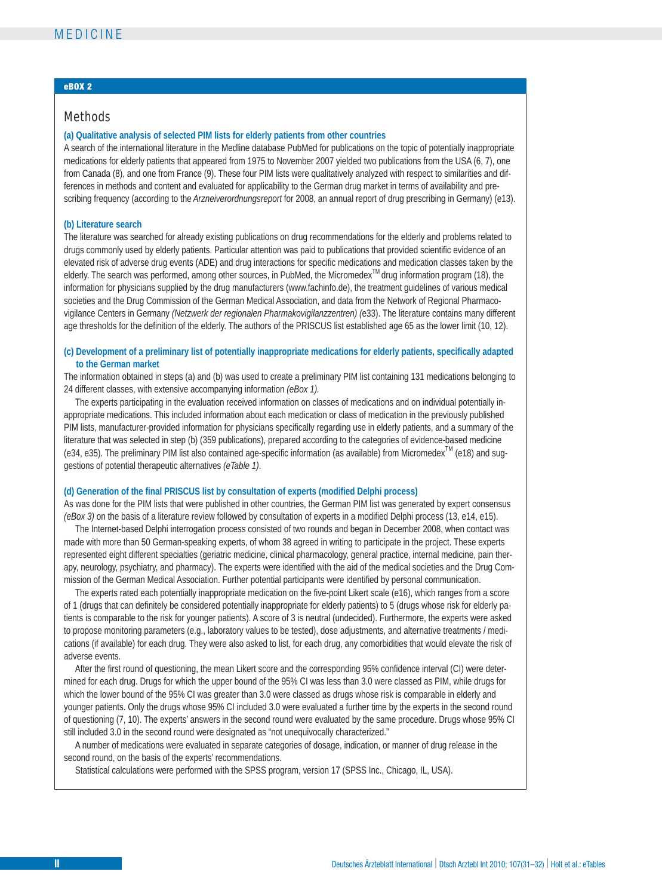**eBOX 2**

## Methods

**(a) Qualitative analysis of selected PIM lists for elderly patients from other countries**

A search of the international literature in the Medline database PubMed for publications on the topic of potentially inappropriate medications for elderly patients that appeared from 1975 to November 2007 yielded two publications from the USA (6, 7), one from Canada (8), and one from France (9). These four PIM lists were qualitatively analyzed with respect to similarities and differences in methods and content and evaluated for applicability to the German drug market in terms of availability and prescribing frequency (according to the *Arzneiverordnungsreport* for 2008, an annual report of drug prescribing in Germany) (e13).

**(b) Literature search**

The literature was searched for already existing publications on drug recommendations for the elderly and problems related to drugs commonly used by elderly patients. Particular attention was paid to publications that provided scientific evidence of an elevated risk of adverse drug events (ADE) and drug interactions for specific medications and medication classes taken by the elderly. The search was performed, among other sources, in PubMed, the Micromedex™ drug information program (18), the information for physicians supplied by the drug manufacturers (www.fachinfo.de), the treatment guidelines of various medical societies and the Drug Commission of the German Medical Association, and data from the Network of Regional Pharmacovigilance Centers in Germany *(Netzwerk der regionalen Pharmakovigilanzzentren)* (e33). The literature contains many different age thresholds for the definition of the elderly. The authors of the PRISCUS list established age 65 as the lower limit (10, 12).

**(c) Development of a preliminary list of potentially inappropriate medications for elderly patients, specifically adapted to the German market**

The information obtained in steps (a) and (b) was used to create a preliminary PIM list containing 131 medications belonging to 24 different classes, with extensive accompanying information *(eBox 1).*

The experts participating in the evaluation received information on classes of medications and on individual potentially inappropriate medications. This included information about each medication or class of medication in the previously published PIM lists, manufacturer-provided information for physicians specifically regarding use in elderly patients, and a summary of the literature that was selected in step (b) (359 publications), prepared according to the categories of evidence-based medicine (e34, e35). The preliminary PIM list also contained age-specific information (as available) from Micromedex™ (e18) and suggestions of potential therapeutic alternatives *(eTable 1)*.

**(d) Generation of the final PRISCUS list by consultation of experts (modified Delphi process)**

As was done for the PIM lists that were published in other countries, the German PIM list was generated by expert consensus *(eBox 3)* on the basis of a literature review followed by consultation of experts in a modified Delphi process (13, e14, e15).

The Internet-based Delphi interrogation process consisted of two rounds and began in December 2008, when contact was made with more than 50 German-speaking experts, of whom 38 agreed in writing to participate in the project. These experts represented eight different specialties (geriatric medicine, clinical pharmacology, general practice, internal medicine, pain therapy, neurology, psychiatry, and pharmacy). The experts were identified with the aid of the medical societies and the Drug Commission of the German Medical Association. Further potential participants were identified by personal communication.

The experts rated each potentially inappropriate medication on the five-point Likert scale (e16), which ranges from a score of 1 (drugs that can definitely be considered potentially inappropriate for elderly patients) to 5 (drugs whose risk for elderly patients is comparable to the risk for younger patients). A score of 3 is neutral (undecided). Furthermore, the experts were asked to propose monitoring parameters (e.g., laboratory values to be tested), dose adjustments, and alternative treatments / medications (if available) for each drug. They were also asked to list, for each drug, any comorbidities that would elevate the risk of adverse events.

After the first round of questioning, the mean Likert score and the corresponding 95% confidence interval (CI) were determined for each drug. Drugs for which the upper bound of the 95% CI was less than 3.0 were classed as PIM, while drugs for which the lower bound of the 95% CI was greater than 3.0 were classed as drugs whose risk is comparable in elderly and younger patients. Only the drugs whose 95% CI included 3.0 were evaluated a further time by the experts in the second round of questioning (7, 10). The experts' answers in the second round were evaluated by the same procedure. Drugs whose 95% CI still included 3.0 in the second round were designated as "not unequivocally characterized."

A number of medications were evaluated in separate categories of dosage, indication, or manner of drug release in the second round, on the basis of the experts' recommendations.

Statistical calculations were performed with the SPSS program, version 17 (SPSS Inc., Chicago, IL, USA).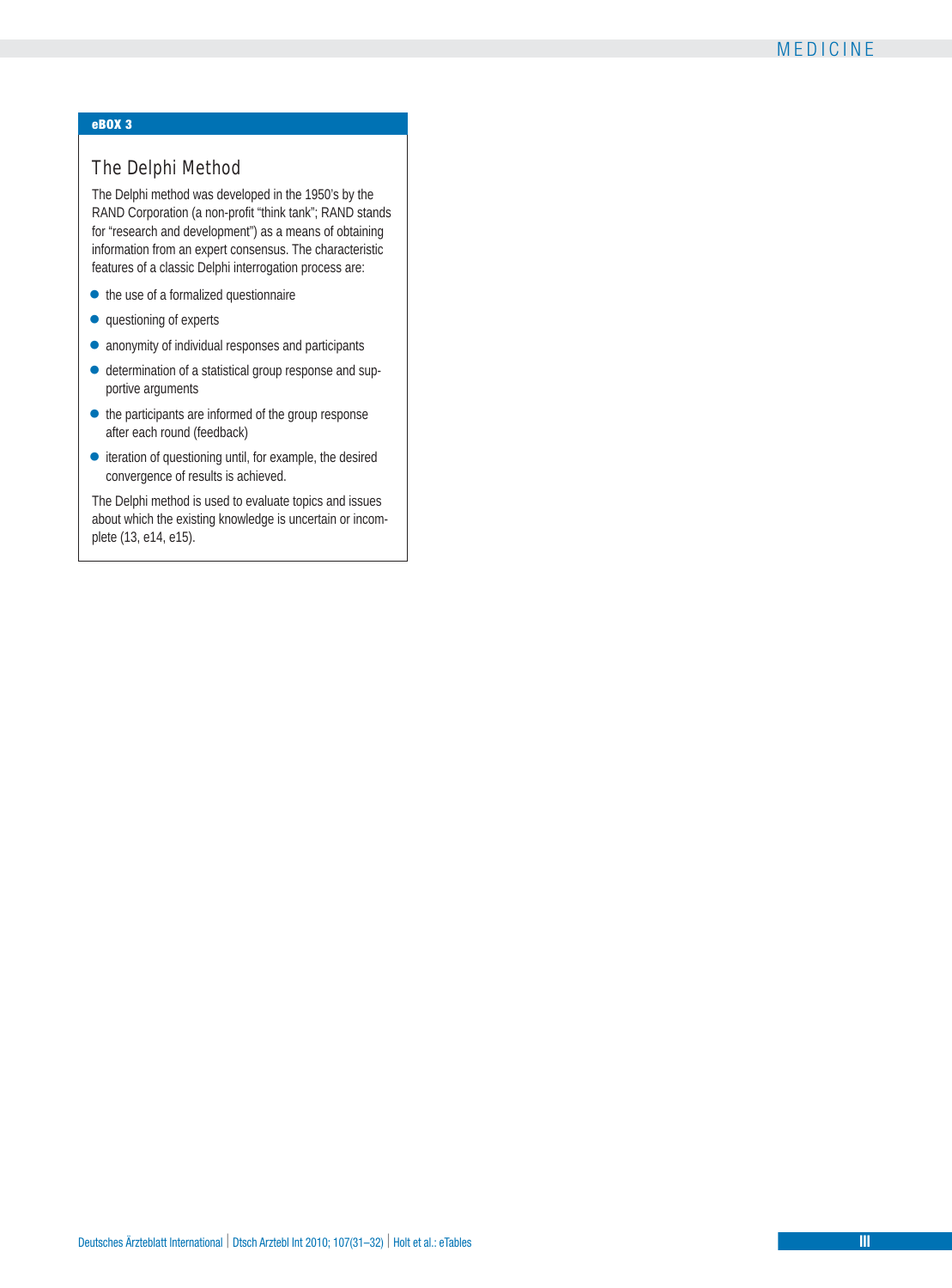**eBOX 3**

## The Delphi Method

The Delphi method was developed in the 1950's by the RAND Corporation (a non-profit "think tank"; RAND stands for "research and development") as a means of obtaining information from an expert consensus. The characteristic features of a classic Delphi interrogation process are:

- the use of a formalized questionnaire
- questioning of experts
- anonymity of individual responses and participants
- determination of a statistical group response and supportive arguments
- the participants are informed of the group response after each round (feedback)
- iteration of questioning until, for example, the desired convergence of results is achieved.

The Delphi method is used to evaluate topics and issues about which the existing knowledge is uncertain or incomplete (13, e14, e15).